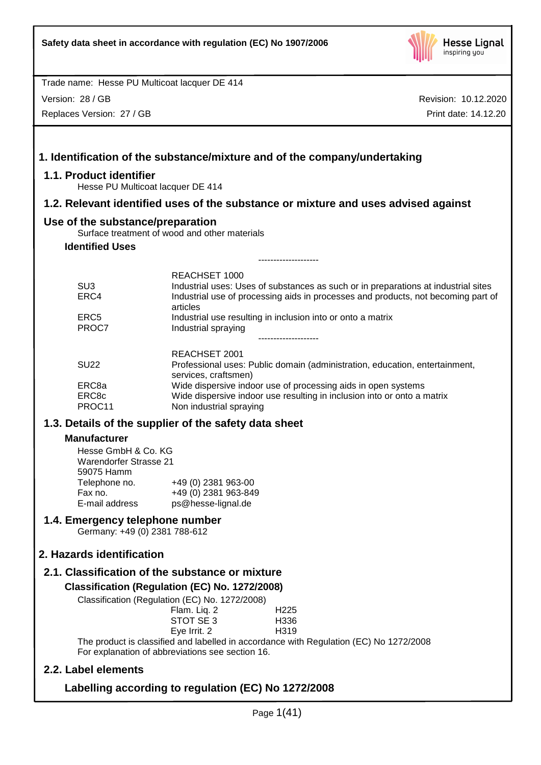Safety data sheet in accordance with regulation (EC) No 1907/2006

Trade name: Hesse PU Multicoat lacquer DE 414

Version: 28 / GB

Replaces Version: 27 / GB

Revision: 10.12.2020

Print date: 14.12.20

# 1. Identification of the substance/mixture and of the company/undertaking

## 1.1. Product identifier

Hesse PU Multicoat lacquer DE 414

## 1.2. Relevant identified uses of the substance or mixture and uses advised against

## Use of the substance/preparation

Surface treatment of wood and other materials

### Identified Uses

--------------------

| | REACHSET 1000 |
|---|---|
| SU3 | Industrial uses: Uses of substances as such or in preparations at industrial sites |
| ERC4 | Industrial use of processing aids in processes and products, not becoming part of articles |
| ERC5 | Industrial use resulting in inclusion into or onto a matrix |
| PROC7 | Industrial spraying |

--------------------

| | REACHSET 2001 |
|---|---|
| SU22 | Professional uses: Public domain (administration, education, entertainment, services, craftsmen) |
| ERC8a | Wide dispersive indoor use of processing aids in open systems |
| ERC8c | Wide dispersive indoor use resulting in inclusion into or onto a matrix |
| PROC11 | Non industrial spraying |

## 1.3. Details of the supplier of the safety data sheet

### Manufacturer

Hesse GmbH & Co. KG
Warendorfer Strasse 21
59075 Hamm

| | |
|---|---|
| Telephone no. | +49 (0) 2381 963-00 |
| Fax no. | +49 (0) 2381 963-849 |
| E-mail address | ps@hesse-lignal.de |

## 1.4. Emergency telephone number

Germany: +49 (0) 2381 788-612

# 2. Hazards identification

## 2.1. Classification of the substance or mixture

### Classification (Regulation (EC) No. 1272/2008)

Classification (Regulation (EC) No. 1272/2008)

| | |
|---|---|
| Flam. Liq. 2 | H225 |
| STOT SE 3 | H336 |
| Eye Irrit. 2 | H319 |

The product is classified and labelled in accordance with Regulation (EC) No 1272/2008
For explanation of abbreviations see section 16.

## 2.2. Label elements

### Labelling according to regulation (EC) No 1272/2008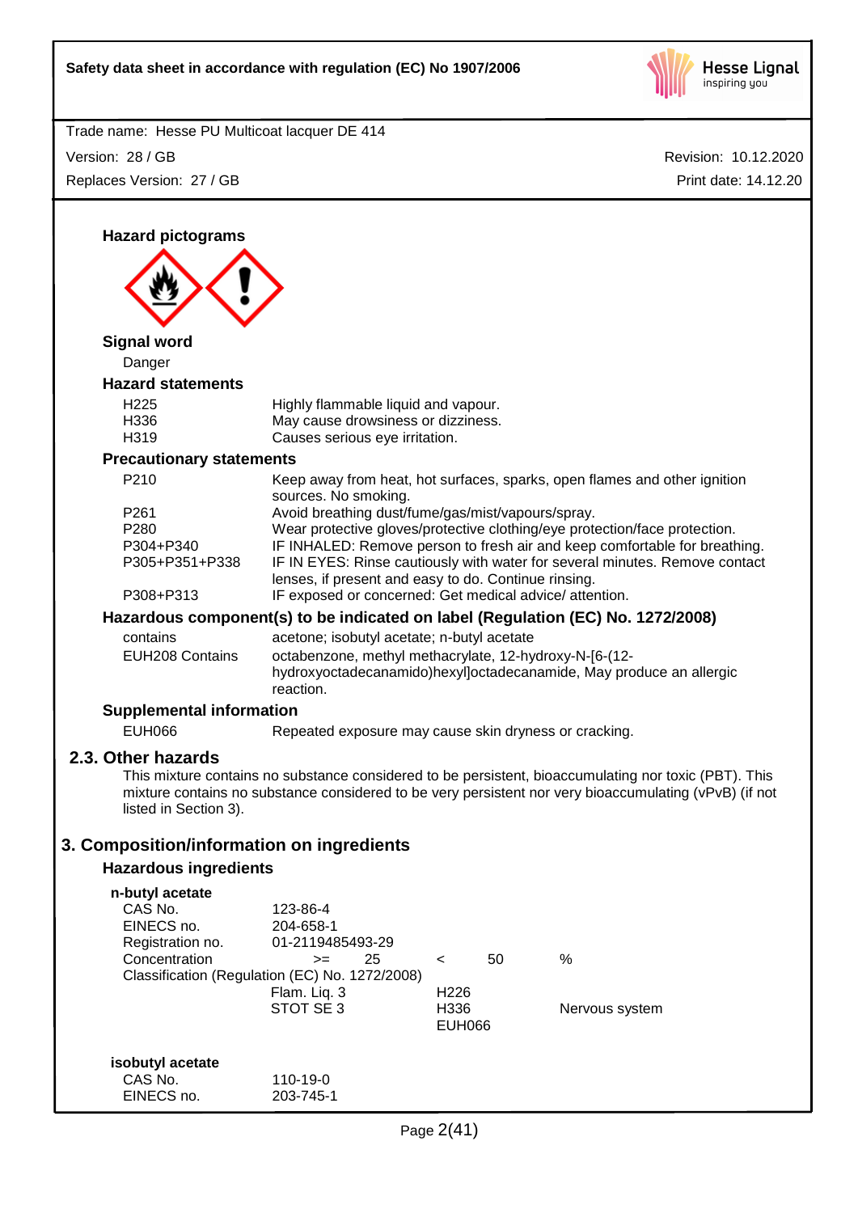Trade name: Hesse PU Multicoat lacquer DE 414

Version: 28 / GB | Revision: 10.12.2020

Replaces Version: 27 / GB | Print date: 14.12.20

### Hazard pictograms

### Signal word

Danger

### Hazard statements

| | |
|---|---|
| H225 | Highly flammable liquid and vapour. |
| H336 | May cause drowsiness or dizziness. |
| H319 | Causes serious eye irritation. |

### Precautionary statements

| | |
|---|---|
| P210 | Keep away from heat, hot surfaces, sparks, open flames and other ignition sources. No smoking. |
| P261 | Avoid breathing dust/fume/gas/mist/vapours/spray. |
| P280 | Wear protective gloves/protective clothing/eye protection/face protection. |
| P304+P340 | IF INHALED: Remove person to fresh air and keep comfortable for breathing. |
| P305+P351+P338 | IF IN EYES: Rinse cautiously with water for several minutes. Remove contact lenses, if present and easy to do. Continue rinsing. |
| P308+P313 | IF exposed or concerned: Get medical advice/ attention. |

### Hazardous component(s) to be indicated on label (Regulation (EC) No. 1272/2008)

| | |
|---|---|
| contains | acetone; isobutyl acetate; n-butyl acetate |
| EUH208 Contains | octabenzone, methyl methacrylate, 12-hydroxy-N-[6-(12-hydroxyoctadecanamido)hexyl]octadecanamide, May produce an allergic reaction. |

### Supplemental information

| | |
|---|---|
| EUH066 | Repeated exposure may cause skin dryness or cracking. |

## 2.3. Other hazards

This mixture contains no substance considered to be persistent, bioaccumulating nor toxic (PBT). This mixture contains no substance considered to be very persistent nor very bioaccumulating (vPvB) (if not listed in Section 3).

# 3. Composition/information on ingredients

### Hazardous ingredients

**n-butyl acetate**

| | | | | |
|---|---|---|---|---|
| CAS No. | 123-86-4 | | | |
| EINECS no. | 204-658-1 | | | |
| Registration no. | 01-2119485493-29 | | | |
| Concentration | >= 25 | < | 50 | % |

Classification (Regulation (EC) No. 1272/2008)

| | | |
|---|---|---|
| Flam. Liq. 3 | H226 | |
| STOT SE 3 | H336 | Nervous system |
| | EUH066 | |

**isobutyl acetate**

| | |
|---|---|
| CAS No. | 110-19-0 |
| EINECS no. | 203-745-1 |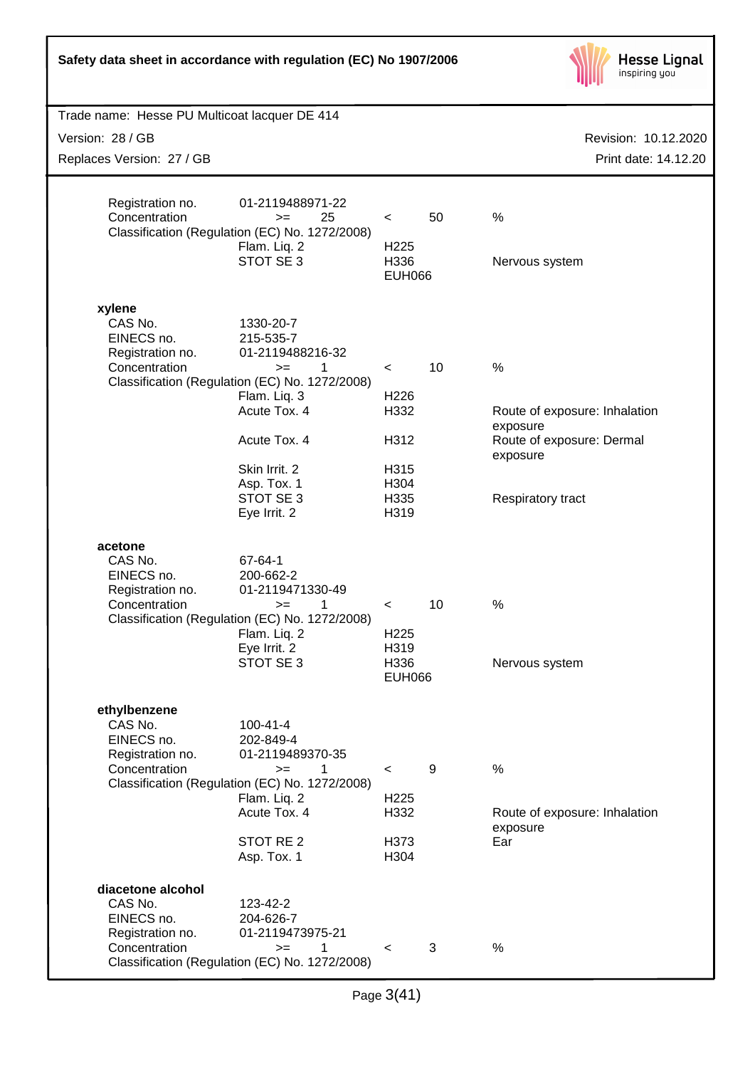| | | | | |
|---|---|---|---|---|
| Registration no. | 01-2119488971-22 | | | |
| Concentration | >= 25 | < 50 | % | |
| Classification (Regulation (EC) No. 1272/2008) | | | | |
| | Flam. Liq. 2 | H225 | | |
| | STOT SE 3 | H336 | Nervous system | |
| | | EUH066 | | |

**xylene**

| | | | |
|---|---|---|---|
| CAS No. | 1330-20-7 | | |
| EINECS no. | 215-535-7 | | |
| Registration no. | 01-2119488216-32 | | |
| Concentration | >= 1 | < 10 | % |
| Classification (Regulation (EC) No. 1272/2008) | | | |
| | Flam. Liq. 3 | H226 | |
| | Acute Tox. 4 | H332 | Route of exposure: Inhalation exposure |
| | Acute Tox. 4 | H312 | Route of exposure: Dermal exposure |
| | Skin Irrit. 2 | H315 | |
| | Asp. Tox. 1 | H304 | |
| | STOT SE 3 | H335 | Respiratory tract |
| | Eye Irrit. 2 | H319 | |

**acetone**

| | | | |
|---|---|---|---|
| CAS No. | 67-64-1 | | |
| EINECS no. | 200-662-2 | | |
| Registration no. | 01-2119471330-49 | | |
| Concentration | >= 1 | < 10 | % |
| Classification (Regulation (EC) No. 1272/2008) | | | |
| | Flam. Liq. 2 | H225 | |
| | Eye Irrit. 2 | H319 | |
| | STOT SE 3 | H336 | Nervous system |
| | | EUH066 | |

**ethylbenzene**

| | | | |
|---|---|---|---|
| CAS No. | 100-41-4 | | |
| EINECS no. | 202-849-4 | | |
| Registration no. | 01-2119489370-35 | | |
| Concentration | >= 1 | < 9 | % |
| Classification (Regulation (EC) No. 1272/2008) | | | |
| | Flam. Liq. 2 | H225 | |
| | Acute Tox. 4 | H332 | Route of exposure: Inhalation exposure |
| | STOT RE 2 | H373 | Ear |
| | Asp. Tox. 1 | H304 | |

**diacetone alcohol**

| | | | |
|---|---|---|---|
| CAS No. | 123-42-2 | | |
| EINECS no. | 204-626-7 | | |
| Registration no. | 01-2119473975-21 | | |
| Concentration | >= 1 | < 3 | % |
| Classification (Regulation (EC) No. 1272/2008) | | | |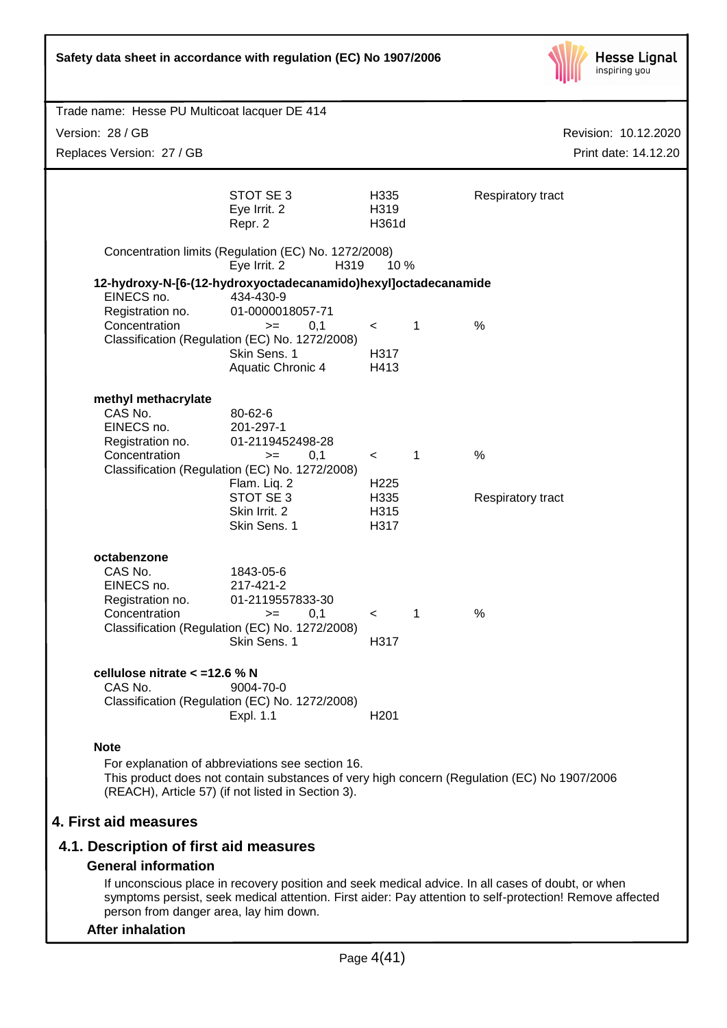| | | | |
|---|---|---|---|
| | STOT SE 3 | H335 | Respiratory tract |
| | Eye Irrit. 2 | H319 | |
| | Repr. 2 | H361d | |

Concentration limits (Regulation (EC) No. 1272/2008)

| | | |
|---|---|---|
| Eye Irrit. 2 | H319 | 10 % |

**12-hydroxy-N-[6-(12-hydroxyoctadecanamido)hexyl]octadecanamide**

| | | | | |
|---|---|---|---|---|
| EINECS no. | 434-430-9 | | | |
| Registration no. | 01-0000018057-71 | | | |
| Concentration | >= 0,1 | < | 1 | % |

Classification (Regulation (EC) No. 1272/2008)

| | |
|---|---|
| Skin Sens. 1 | H317 |
| Aquatic Chronic 4 | H413 |

**methyl methacrylate**

| | | | | |
|---|---|---|---|---|
| CAS No. | 80-62-6 | | | |
| EINECS no. | 201-297-1 | | | |
| Registration no. | 01-2119452498-28 | | | |
| Concentration | >= 0,1 | < | 1 | % |

Classification (Regulation (EC) No. 1272/2008)

| | | |
|---|---|---|
| Flam. Liq. 2 | H225 | |
| STOT SE 3 | H335 | Respiratory tract |
| Skin Irrit. 2 | H315 | |
| Skin Sens. 1 | H317 | |

**octabenzone**

| | | | | |
|---|---|---|---|---|
| CAS No. | 1843-05-6 | | | |
| EINECS no. | 217-421-2 | | | |
| Registration no. | 01-2119557833-30 | | | |
| Concentration | >= 0,1 | < | 1 | % |

Classification (Regulation (EC) No. 1272/2008)

| | |
|---|---|
| Skin Sens. 1 | H317 |

**cellulose nitrate < =12.6 % N**

| | |
|---|---|
| CAS No. | 9004-70-0 |

Classification (Regulation (EC) No. 1272/2008)

| | |
|---|---|
| Expl. 1.1 | H201 |

**Note**

For explanation of abbreviations see section 16.
This product does not contain substances of very high concern (Regulation (EC) No 1907/2006 (REACH), Article 57) (if not listed in Section 3).

# 4. First aid measures

## 4.1. Description of first aid measures

### General information

If unconscious place in recovery position and seek medical advice. In all cases of doubt, or when symptoms persist, seek medical attention. First aider: Pay attention to self-protection! Remove affected person from danger area, lay him down.

### After inhalation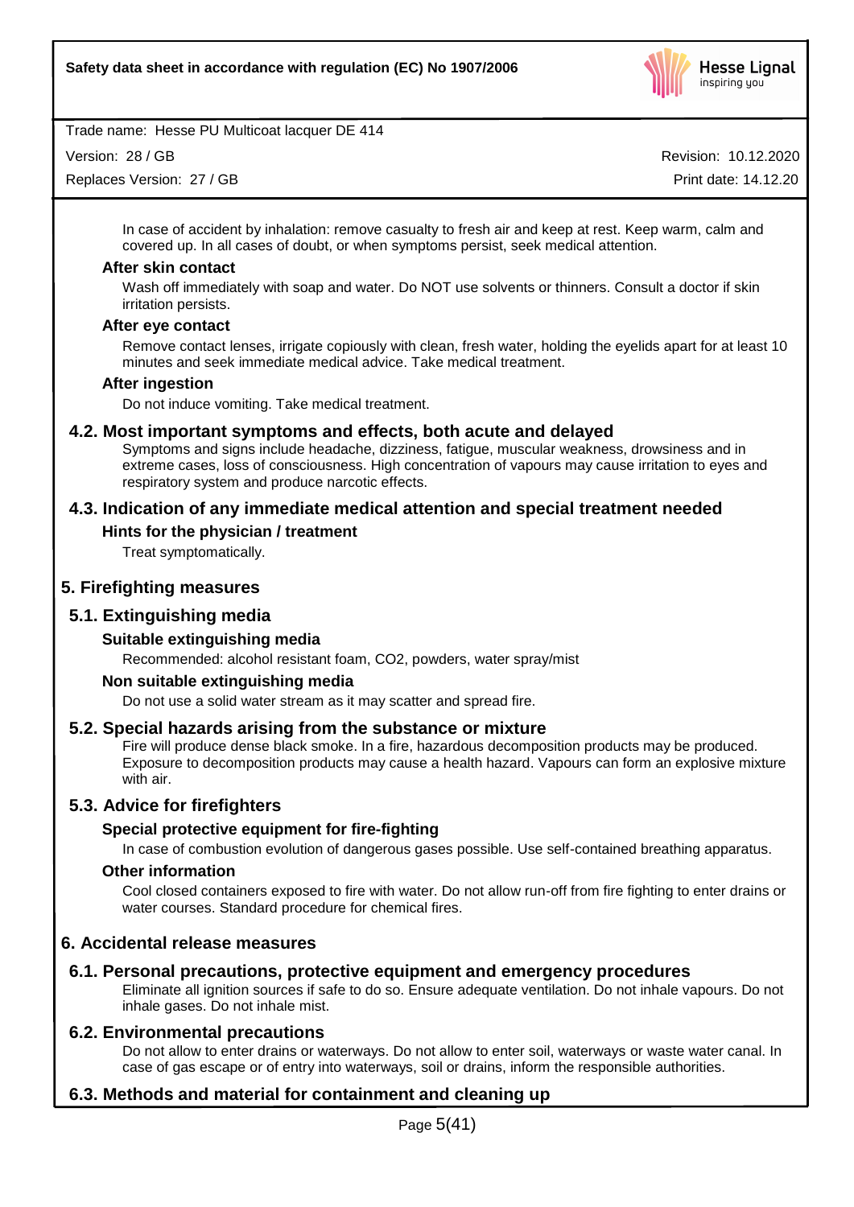In case of accident by inhalation: remove casualty to fresh air and keep at rest. Keep warm, calm and covered up. In all cases of doubt, or when symptoms persist, seek medical attention.

#### After skin contact

Wash off immediately with soap and water. Do NOT use solvents or thinners. Consult a doctor if skin irritation persists.

#### After eye contact

Remove contact lenses, irrigate copiously with clean, fresh water, holding the eyelids apart for at least 10 minutes and seek immediate medical advice. Take medical treatment.

#### After ingestion

Do not induce vomiting. Take medical treatment.

### 4.2. Most important symptoms and effects, both acute and delayed

Symptoms and signs include headache, dizziness, fatigue, muscular weakness, drowsiness and in extreme cases, loss of consciousness. High concentration of vapours may cause irritation to eyes and respiratory system and produce narcotic effects.

### 4.3. Indication of any immediate medical attention and special treatment needed

#### Hints for the physician / treatment

Treat symptomatically.

## 5. Firefighting measures

### 5.1. Extinguishing media

#### Suitable extinguishing media

Recommended: alcohol resistant foam, CO2, powders, water spray/mist

#### Non suitable extinguishing media

Do not use a solid water stream as it may scatter and spread fire.

### 5.2. Special hazards arising from the substance or mixture

Fire will produce dense black smoke. In a fire, hazardous decomposition products may be produced. Exposure to decomposition products may cause a health hazard. Vapours can form an explosive mixture with air.

### 5.3. Advice for firefighters

#### Special protective equipment for fire-fighting

In case of combustion evolution of dangerous gases possible. Use self-contained breathing apparatus.

#### Other information

Cool closed containers exposed to fire with water. Do not allow run-off from fire fighting to enter drains or water courses. Standard procedure for chemical fires.

## 6. Accidental release measures

### 6.1. Personal precautions, protective equipment and emergency procedures

Eliminate all ignition sources if safe to do so. Ensure adequate ventilation. Do not inhale vapours. Do not inhale gases. Do not inhale mist.

### 6.2. Environmental precautions

Do not allow to enter drains or waterways. Do not allow to enter soil, waterways or waste water canal. In case of gas escape or of entry into waterways, soil or drains, inform the responsible authorities.

### 6.3. Methods and material for containment and cleaning up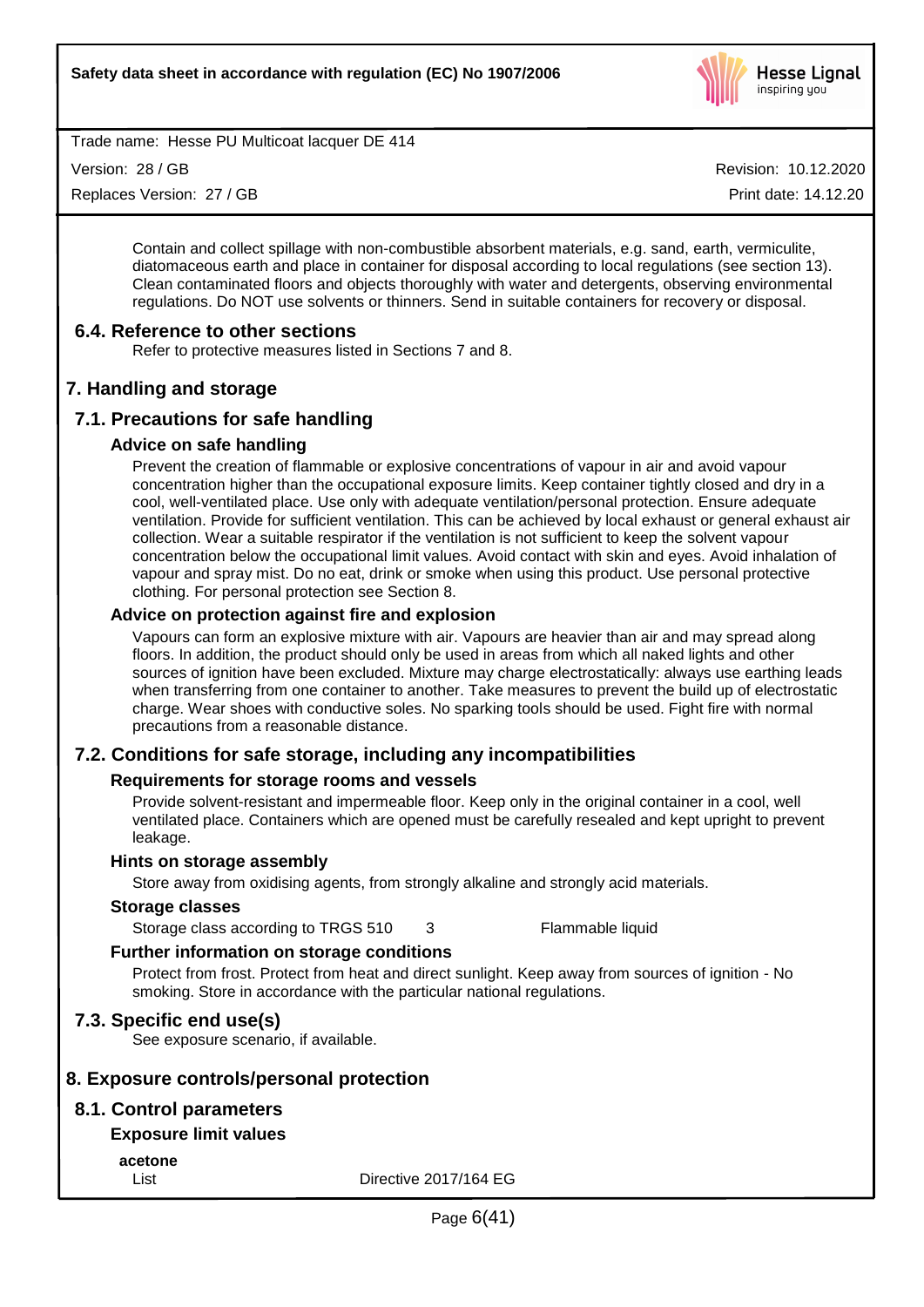Contain and collect spillage with non-combustible absorbent materials, e.g. sand, earth, vermiculite, diatomaceous earth and place in container for disposal according to local regulations (see section 13). Clean contaminated floors and objects thoroughly with water and detergents, observing environmental regulations. Do NOT use solvents or thinners. Send in suitable containers for recovery or disposal.

### 6.4. Reference to other sections

Refer to protective measures listed in Sections 7 and 8.

## 7. Handling and storage

### 7.1. Precautions for safe handling

#### Advice on safe handling

Prevent the creation of flammable or explosive concentrations of vapour in air and avoid vapour concentration higher than the occupational exposure limits. Keep container tightly closed and dry in a cool, well-ventilated place. Use only with adequate ventilation/personal protection. Ensure adequate ventilation. Provide for sufficient ventilation. This can be achieved by local exhaust or general exhaust air collection. Wear a suitable respirator if the ventilation is not sufficient to keep the solvent vapour concentration below the occupational limit values. Avoid contact with skin and eyes. Avoid inhalation of vapour and spray mist. Do no eat, drink or smoke when using this product. Use personal protective clothing. For personal protection see Section 8.

#### Advice on protection against fire and explosion

Vapours can form an explosive mixture with air. Vapours are heavier than air and may spread along floors. In addition, the product should only be used in areas from which all naked lights and other sources of ignition have been excluded. Mixture may charge electrostatically: always use earthing leads when transferring from one container to another. Take measures to prevent the build up of electrostatic charge. Wear shoes with conductive soles. No sparking tools should be used. Fight fire with normal precautions from a reasonable distance.

### 7.2. Conditions for safe storage, including any incompatibilities

#### Requirements for storage rooms and vessels

Provide solvent-resistant and impermeable floor. Keep only in the original container in a cool, well ventilated place. Containers which are opened must be carefully resealed and kept upright to prevent leakage.

#### Hints on storage assembly

Store away from oxidising agents, from strongly alkaline and strongly acid materials.

#### Storage classes

| Storage class according to TRGS 510 | 3 | Flammable liquid |
|---|---|---|

#### Further information on storage conditions

Protect from frost. Protect from heat and direct sunlight. Keep away from sources of ignition - No smoking. Store in accordance with the particular national regulations.

### 7.3. Specific end use(s)

See exposure scenario, if available.

## 8. Exposure controls/personal protection

### 8.1. Control parameters

#### Exposure limit values

**acetone**

| List | Directive 2017/164 EG |
|---|---|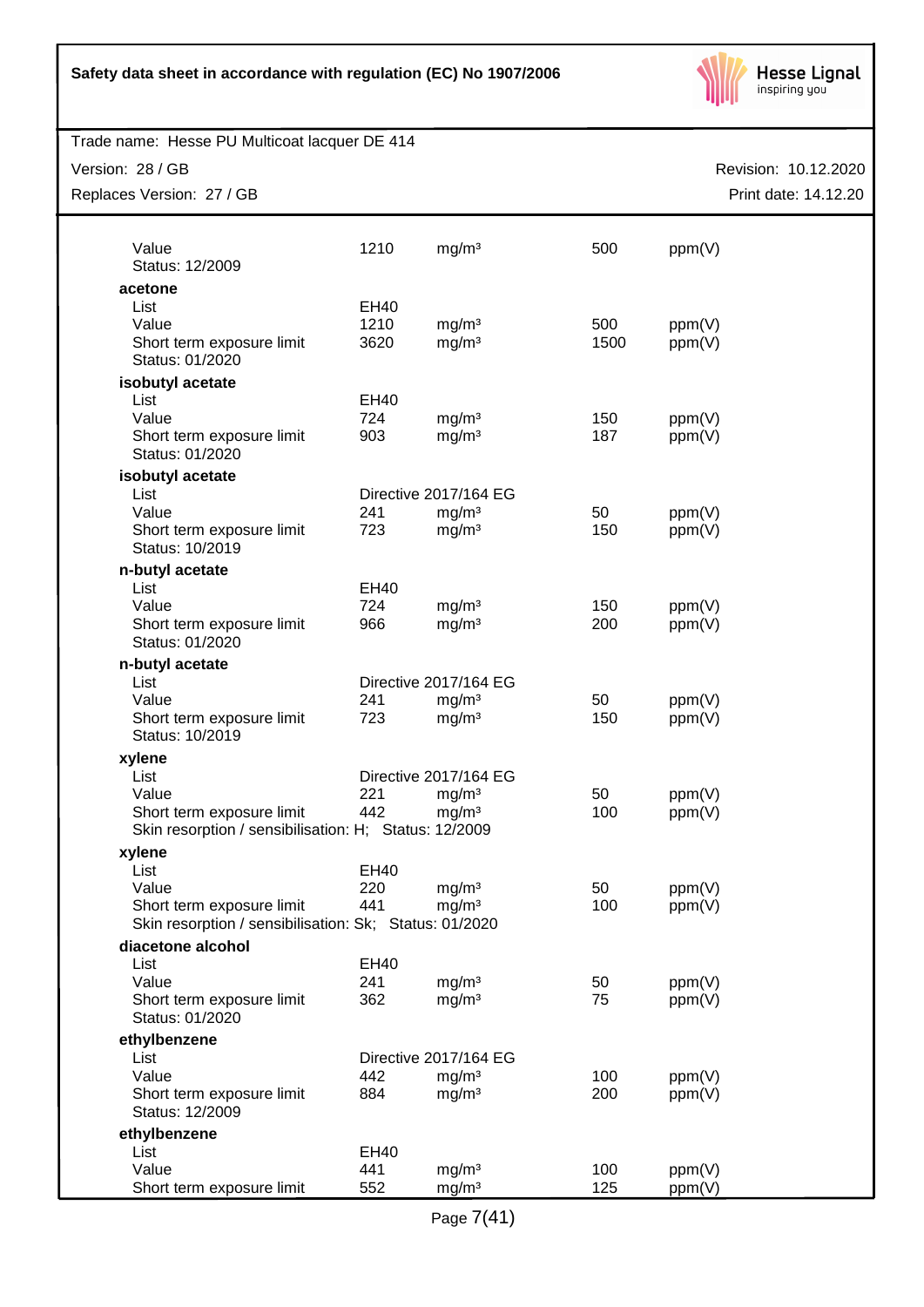| | | | | |
|---|---|---|---|---|
| Value | 1210 | mg/m³ | 500 | ppm(V) |
| Status: 12/2009 | | | | |
| **acetone** | | | | |
| List | EH40 | | | |
| Value | 1210 | mg/m³ | 500 | ppm(V) |
| Short term exposure limit | 3620 | mg/m³ | 1500 | ppm(V) |
| Status: 01/2020 | | | | |
| **isobutyl acetate** | | | | |
| List | EH40 | | | |
| Value | 724 | mg/m³ | 150 | ppm(V) |
| Short term exposure limit | 903 | mg/m³ | 187 | ppm(V) |
| Status: 01/2020 | | | | |
| **isobutyl acetate** | | | | |
| List | Directive 2017/164 EG | | | |
| Value | 241 | mg/m³ | 50 | ppm(V) |
| Short term exposure limit | 723 | mg/m³ | 150 | ppm(V) |
| Status: 10/2019 | | | | |
| **n-butyl acetate** | | | | |
| List | EH40 | | | |
| Value | 724 | mg/m³ | 150 | ppm(V) |
| Short term exposure limit | 966 | mg/m³ | 200 | ppm(V) |
| Status: 01/2020 | | | | |
| **n-butyl acetate** | | | | |
| List | Directive 2017/164 EG | | | |
| Value | 241 | mg/m³ | 50 | ppm(V) |
| Short term exposure limit | 723 | mg/m³ | 150 | ppm(V) |
| Status: 10/2019 | | | | |
| **xylene** | | | | |
| List | Directive 2017/164 EG | | | |
| Value | 221 | mg/m³ | 50 | ppm(V) |
| Short term exposure limit | 442 | mg/m³ | 100 | ppm(V) |
| Skin resorption / sensibilisation: H; Status: 12/2009 | | | | |
| **xylene** | | | | |
| List | EH40 | | | |
| Value | 220 | mg/m³ | 50 | ppm(V) |
| Short term exposure limit | 441 | mg/m³ | 100 | ppm(V) |
| Skin resorption / sensibilisation: Sk; Status: 01/2020 | | | | |
| **diacetone alcohol** | | | | |
| List | EH40 | | | |
| Value | 241 | mg/m³ | 50 | ppm(V) |
| Short term exposure limit | 362 | mg/m³ | 75 | ppm(V) |
| Status: 01/2020 | | | | |
| **ethylbenzene** | | | | |
| List | Directive 2017/164 EG | | | |
| Value | 442 | mg/m³ | 100 | ppm(V) |
| Short term exposure limit | 884 | mg/m³ | 200 | ppm(V) |
| Status: 12/2009 | | | | |
| **ethylbenzene** | | | | |
| List | EH40 | | | |
| Value | 441 | mg/m³ | 100 | ppm(V) |
| Short term exposure limit | 552 | mg/m³ | 125 | ppm(V) |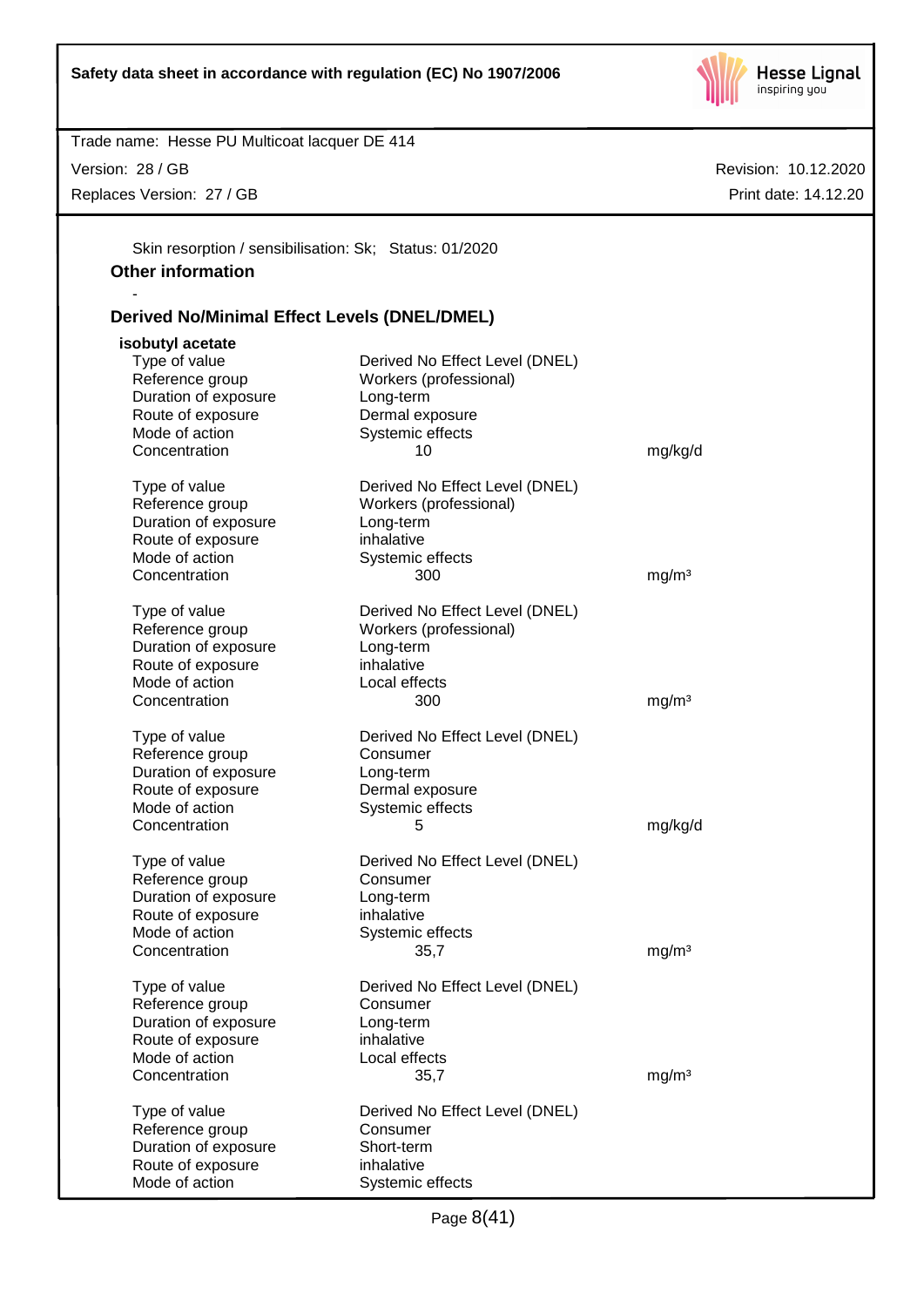Skin resorption / sensibilisation: Sk; Status: 01/2020

**Other information**

-

**Derived No/Minimal Effect Levels (DNEL/DMEL)**

**isobutyl acetate**

| | | |
|---|---|---|
| Type of value | Derived No Effect Level (DNEL) | |
| Reference group | Workers (professional) | |
| Duration of exposure | Long-term | |
| Route of exposure | Dermal exposure | |
| Mode of action | Systemic effects | |
| Concentration | 10 | mg/kg/d |

| | | |
|---|---|---|
| Type of value | Derived No Effect Level (DNEL) | |
| Reference group | Workers (professional) | |
| Duration of exposure | Long-term | |
| Route of exposure | inhalative | |
| Mode of action | Systemic effects | |
| Concentration | 300 | mg/m³ |

| | | |
|---|---|---|
| Type of value | Derived No Effect Level (DNEL) | |
| Reference group | Workers (professional) | |
| Duration of exposure | Long-term | |
| Route of exposure | inhalative | |
| Mode of action | Local effects | |
| Concentration | 300 | mg/m³ |

| | | |
|---|---|---|
| Type of value | Derived No Effect Level (DNEL) | |
| Reference group | Consumer | |
| Duration of exposure | Long-term | |
| Route of exposure | Dermal exposure | |
| Mode of action | Systemic effects | |
| Concentration | 5 | mg/kg/d |

| | | |
|---|---|---|
| Type of value | Derived No Effect Level (DNEL) | |
| Reference group | Consumer | |
| Duration of exposure | Long-term | |
| Route of exposure | inhalative | |
| Mode of action | Systemic effects | |
| Concentration | 35,7 | mg/m³ |

| | | |
|---|---|---|
| Type of value | Derived No Effect Level (DNEL) | |
| Reference group | Consumer | |
| Duration of exposure | Long-term | |
| Route of exposure | inhalative | |
| Mode of action | Local effects | |
| Concentration | 35,7 | mg/m³ |

| | | |
|---|---|---|
| Type of value | Derived No Effect Level (DNEL) | |
| Reference group | Consumer | |
| Duration of exposure | Short-term | |
| Route of exposure | inhalative | |
| Mode of action | Systemic effects | |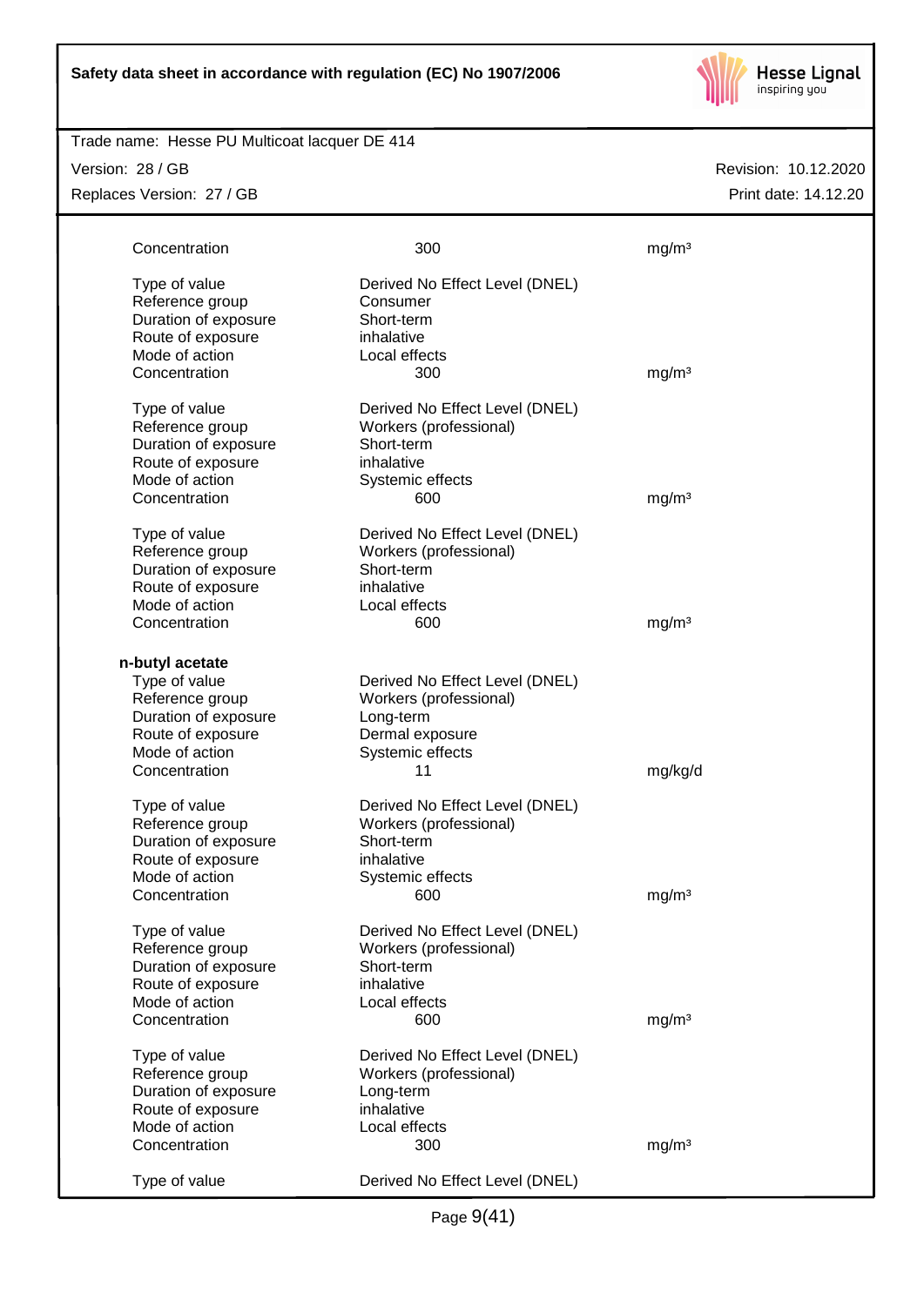| | | |
|---|---|---|
| Concentration | 300 | mg/m³ |

| | | |
|---|---|---|
| Type of value | Derived No Effect Level (DNEL) | |
| Reference group | Consumer | |
| Duration of exposure | Short-term | |
| Route of exposure | inhalative | |
| Mode of action | Local effects | |
| Concentration | 300 | mg/m³ |

| | | |
|---|---|---|
| Type of value | Derived No Effect Level (DNEL) | |
| Reference group | Workers (professional) | |
| Duration of exposure | Short-term | |
| Route of exposure | inhalative | |
| Mode of action | Systemic effects | |
| Concentration | 600 | mg/m³ |

| | | |
|---|---|---|
| Type of value | Derived No Effect Level (DNEL) | |
| Reference group | Workers (professional) | |
| Duration of exposure | Short-term | |
| Route of exposure | inhalative | |
| Mode of action | Local effects | |
| Concentration | 600 | mg/m³ |

**n-butyl acetate**

| | | |
|---|---|---|
| Type of value | Derived No Effect Level (DNEL) | |
| Reference group | Workers (professional) | |
| Duration of exposure | Long-term | |
| Route of exposure | Dermal exposure | |
| Mode of action | Systemic effects | |
| Concentration | 11 | mg/kg/d |

| | | |
|---|---|---|
| Type of value | Derived No Effect Level (DNEL) | |
| Reference group | Workers (professional) | |
| Duration of exposure | Short-term | |
| Route of exposure | inhalative | |
| Mode of action | Systemic effects | |
| Concentration | 600 | mg/m³ |

| | | |
|---|---|---|
| Type of value | Derived No Effect Level (DNEL) | |
| Reference group | Workers (professional) | |
| Duration of exposure | Short-term | |
| Route of exposure | inhalative | |
| Mode of action | Local effects | |
| Concentration | 600 | mg/m³ |

| | | |
|---|---|---|
| Type of value | Derived No Effect Level (DNEL) | |
| Reference group | Workers (professional) | |
| Duration of exposure | Long-term | |
| Route of exposure | inhalative | |
| Mode of action | Local effects | |
| Concentration | 300 | mg/m³ |

| | | |
|---|---|---|
| Type of value | Derived No Effect Level (DNEL) | |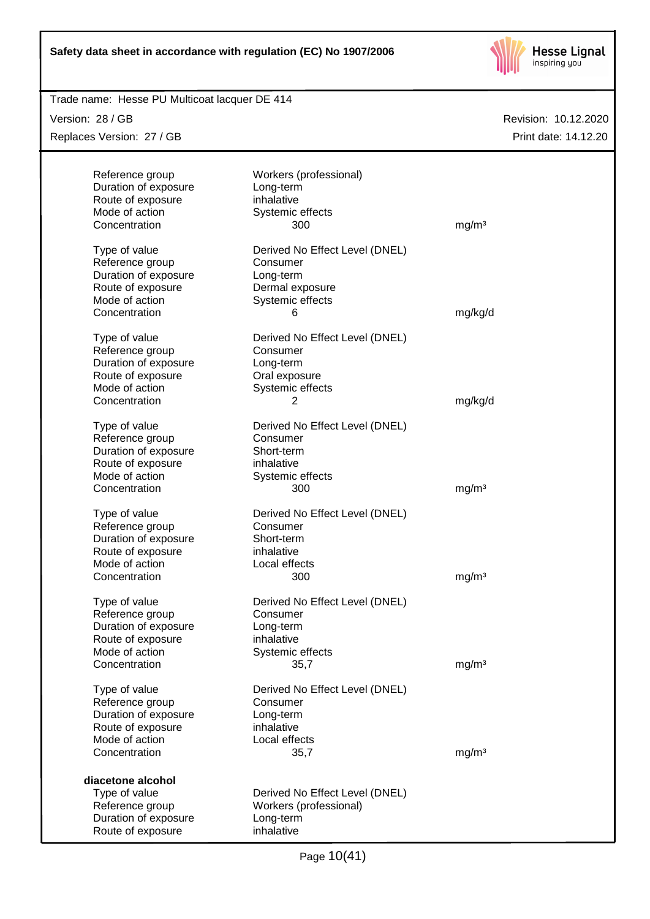| | | |
|---|---|---|
| Reference group | Workers (professional) | |
| Duration of exposure | Long-term | |
| Route of exposure | inhalative | |
| Mode of action | Systemic effects | |
| Concentration | 300 | mg/m³ |

| | | |
|---|---|---|
| Type of value | Derived No Effect Level (DNEL) | |
| Reference group | Consumer | |
| Duration of exposure | Long-term | |
| Route of exposure | Dermal exposure | |
| Mode of action | Systemic effects | |
| Concentration | 6 | mg/kg/d |

| | | |
|---|---|---|
| Type of value | Derived No Effect Level (DNEL) | |
| Reference group | Consumer | |
| Duration of exposure | Long-term | |
| Route of exposure | Oral exposure | |
| Mode of action | Systemic effects | |
| Concentration | 2 | mg/kg/d |

| | | |
|---|---|---|
| Type of value | Derived No Effect Level (DNEL) | |
| Reference group | Consumer | |
| Duration of exposure | Short-term | |
| Route of exposure | inhalative | |
| Mode of action | Systemic effects | |
| Concentration | 300 | mg/m³ |

| | | |
|---|---|---|
| Type of value | Derived No Effect Level (DNEL) | |
| Reference group | Consumer | |
| Duration of exposure | Short-term | |
| Route of exposure | inhalative | |
| Mode of action | Local effects | |
| Concentration | 300 | mg/m³ |

| | | |
|---|---|---|
| Type of value | Derived No Effect Level (DNEL) | |
| Reference group | Consumer | |
| Duration of exposure | Long-term | |
| Route of exposure | inhalative | |
| Mode of action | Systemic effects | |
| Concentration | 35,7 | mg/m³ |

| | | |
|---|---|---|
| Type of value | Derived No Effect Level (DNEL) | |
| Reference group | Consumer | |
| Duration of exposure | Long-term | |
| Route of exposure | inhalative | |
| Mode of action | Local effects | |
| Concentration | 35,7 | mg/m³ |

**diacetone alcohol**

| | |
|---|---|
| Type of value | Derived No Effect Level (DNEL) |
| Reference group | Workers (professional) |
| Duration of exposure | Long-term |
| Route of exposure | inhalative |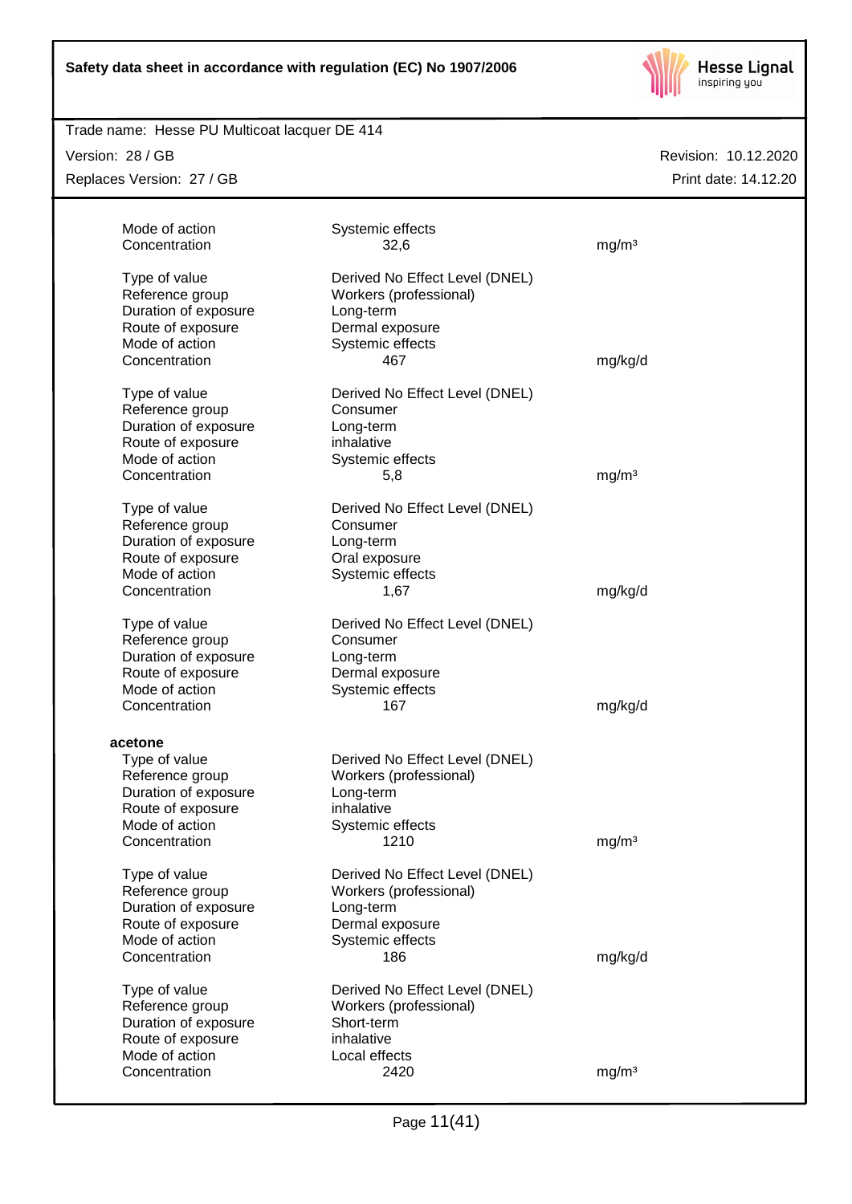| | | |
|---|---|---|
| Mode of action | Systemic effects | |
| Concentration | 32,6 | mg/m³ |
| | | |
| Type of value | Derived No Effect Level (DNEL) | |
| Reference group | Workers (professional) | |
| Duration of exposure | Long-term | |
| Route of exposure | Dermal exposure | |
| Mode of action | Systemic effects | |
| Concentration | 467 | mg/kg/d |
| | | |
| Type of value | Derived No Effect Level (DNEL) | |
| Reference group | Consumer | |
| Duration of exposure | Long-term | |
| Route of exposure | inhalative | |
| Mode of action | Systemic effects | |
| Concentration | 5,8 | mg/m³ |
| | | |
| Type of value | Derived No Effect Level (DNEL) | |
| Reference group | Consumer | |
| Duration of exposure | Long-term | |
| Route of exposure | Oral exposure | |
| Mode of action | Systemic effects | |
| Concentration | 1,67 | mg/kg/d |
| | | |
| Type of value | Derived No Effect Level (DNEL) | |
| Reference group | Consumer | |
| Duration of exposure | Long-term | |
| Route of exposure | Dermal exposure | |
| Mode of action | Systemic effects | |
| Concentration | 167 | mg/kg/d |

**acetone**

| | | |
|---|---|---|
| Type of value | Derived No Effect Level (DNEL) | |
| Reference group | Workers (professional) | |
| Duration of exposure | Long-term | |
| Route of exposure | inhalative | |
| Mode of action | Systemic effects | |
| Concentration | 1210 | mg/m³ |
| | | |
| Type of value | Derived No Effect Level (DNEL) | |
| Reference group | Workers (professional) | |
| Duration of exposure | Long-term | |
| Route of exposure | Dermal exposure | |
| Mode of action | Systemic effects | |
| Concentration | 186 | mg/kg/d |
| | | |
| Type of value | Derived No Effect Level (DNEL) | |
| Reference group | Workers (professional) | |
| Duration of exposure | Short-term | |
| Route of exposure | inhalative | |
| Mode of action | Local effects | |
| Concentration | 2420 | mg/m³ |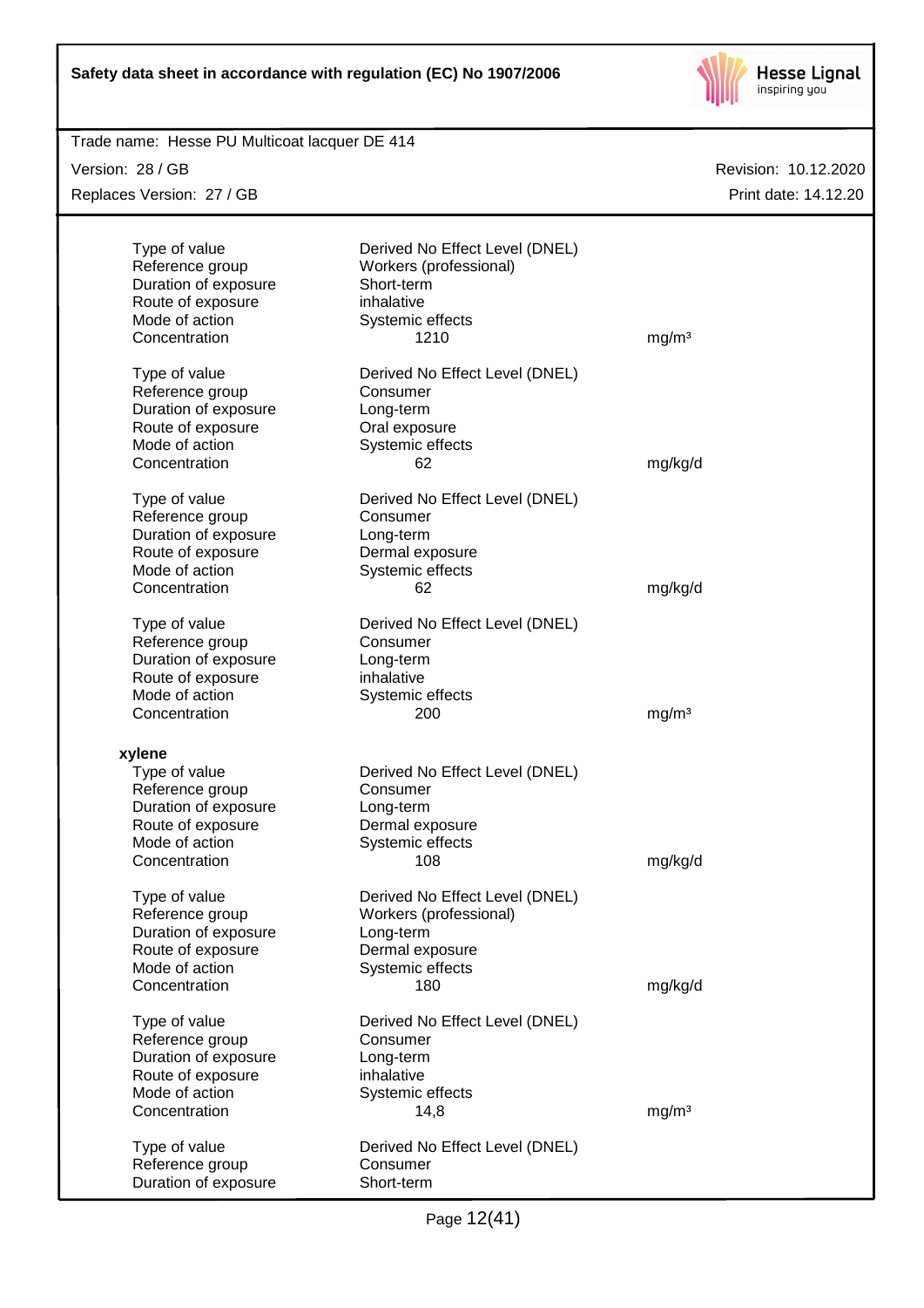| | | |
|---|---|---|
| Type of value | Derived No Effect Level (DNEL) | |
| Reference group | Workers (professional) | |
| Duration of exposure | Short-term | |
| Route of exposure | inhalative | |
| Mode of action | Systemic effects | |
| Concentration | 1210 | mg/m³ |

| | | |
|---|---|---|
| Type of value | Derived No Effect Level (DNEL) | |
| Reference group | Consumer | |
| Duration of exposure | Long-term | |
| Route of exposure | Oral exposure | |
| Mode of action | Systemic effects | |
| Concentration | 62 | mg/kg/d |

| | | |
|---|---|---|
| Type of value | Derived No Effect Level (DNEL) | |
| Reference group | Consumer | |
| Duration of exposure | Long-term | |
| Route of exposure | Dermal exposure | |
| Mode of action | Systemic effects | |
| Concentration | 62 | mg/kg/d |

| | | |
|---|---|---|
| Type of value | Derived No Effect Level (DNEL) | |
| Reference group | Consumer | |
| Duration of exposure | Long-term | |
| Route of exposure | inhalative | |
| Mode of action | Systemic effects | |
| Concentration | 200 | mg/m³ |

**xylene**

| | | |
|---|---|---|
| Type of value | Derived No Effect Level (DNEL) | |
| Reference group | Consumer | |
| Duration of exposure | Long-term | |
| Route of exposure | Dermal exposure | |
| Mode of action | Systemic effects | |
| Concentration | 108 | mg/kg/d |

| | | |
|---|---|---|
| Type of value | Derived No Effect Level (DNEL) | |
| Reference group | Workers (professional) | |
| Duration of exposure | Long-term | |
| Route of exposure | Dermal exposure | |
| Mode of action | Systemic effects | |
| Concentration | 180 | mg/kg/d |

| | | |
|---|---|---|
| Type of value | Derived No Effect Level (DNEL) | |
| Reference group | Consumer | |
| Duration of exposure | Long-term | |
| Route of exposure | inhalative | |
| Mode of action | Systemic effects | |
| Concentration | 14,8 | mg/m³ |

| | |
|---|---|
| Type of value | Derived No Effect Level (DNEL) |
| Reference group | Consumer |
| Duration of exposure | Short-term |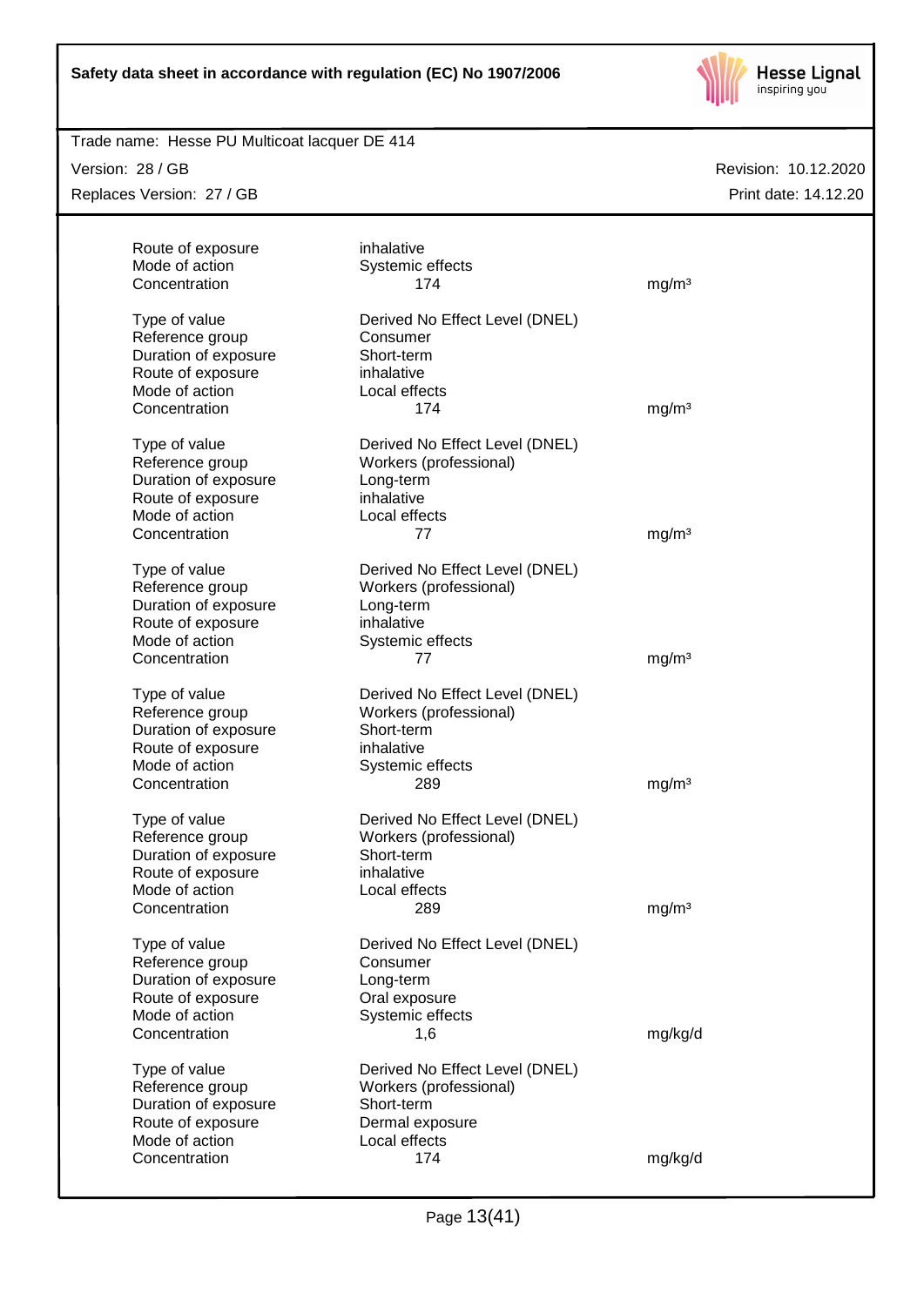| | | |
|---|---|---|
| Route of exposure | inhalative | |
| Mode of action | Systemic effects | |
| Concentration | 174 | mg/m³ |
| | | |
| Type of value | Derived No Effect Level (DNEL) | |
| Reference group | Consumer | |
| Duration of exposure | Short-term | |
| Route of exposure | inhalative | |
| Mode of action | Local effects | |
| Concentration | 174 | mg/m³ |
| | | |
| Type of value | Derived No Effect Level (DNEL) | |
| Reference group | Workers (professional) | |
| Duration of exposure | Long-term | |
| Route of exposure | inhalative | |
| Mode of action | Local effects | |
| Concentration | 77 | mg/m³ |
| | | |
| Type of value | Derived No Effect Level (DNEL) | |
| Reference group | Workers (professional) | |
| Duration of exposure | Long-term | |
| Route of exposure | inhalative | |
| Mode of action | Systemic effects | |
| Concentration | 77 | mg/m³ |
| | | |
| Type of value | Derived No Effect Level (DNEL) | |
| Reference group | Workers (professional) | |
| Duration of exposure | Short-term | |
| Route of exposure | inhalative | |
| Mode of action | Systemic effects | |
| Concentration | 289 | mg/m³ |
| | | |
| Type of value | Derived No Effect Level (DNEL) | |
| Reference group | Workers (professional) | |
| Duration of exposure | Short-term | |
| Route of exposure | inhalative | |
| Mode of action | Local effects | |
| Concentration | 289 | mg/m³ |
| | | |
| Type of value | Derived No Effect Level (DNEL) | |
| Reference group | Consumer | |
| Duration of exposure | Long-term | |
| Route of exposure | Oral exposure | |
| Mode of action | Systemic effects | |
| Concentration | 1,6 | mg/kg/d |
| | | |
| Type of value | Derived No Effect Level (DNEL) | |
| Reference group | Workers (professional) | |
| Duration of exposure | Short-term | |
| Route of exposure | Dermal exposure | |
| Mode of action | Local effects | |
| Concentration | 174 | mg/kg/d |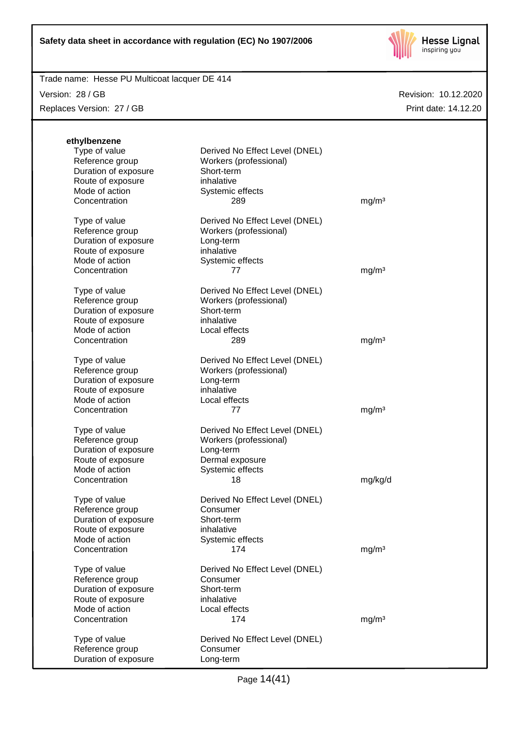**ethylbenzene**

| | | |
|---|---|---|
| Type of value | Derived No Effect Level (DNEL) | |
| Reference group | Workers (professional) | |
| Duration of exposure | Short-term | |
| Route of exposure | inhalative | |
| Mode of action | Systemic effects | |
| Concentration | 289 | mg/m³ |

| | | |
|---|---|---|
| Type of value | Derived No Effect Level (DNEL) | |
| Reference group | Workers (professional) | |
| Duration of exposure | Long-term | |
| Route of exposure | inhalative | |
| Mode of action | Systemic effects | |
| Concentration | 77 | mg/m³ |

| | | |
|---|---|---|
| Type of value | Derived No Effect Level (DNEL) | |
| Reference group | Workers (professional) | |
| Duration of exposure | Short-term | |
| Route of exposure | inhalative | |
| Mode of action | Local effects | |
| Concentration | 289 | mg/m³ |

| | | |
|---|---|---|
| Type of value | Derived No Effect Level (DNEL) | |
| Reference group | Workers (professional) | |
| Duration of exposure | Long-term | |
| Route of exposure | inhalative | |
| Mode of action | Local effects | |
| Concentration | 77 | mg/m³ |

| | | |
|---|---|---|
| Type of value | Derived No Effect Level (DNEL) | |
| Reference group | Workers (professional) | |
| Duration of exposure | Long-term | |
| Route of exposure | Dermal exposure | |
| Mode of action | Systemic effects | |
| Concentration | 18 | mg/kg/d |

| | | |
|---|---|---|
| Type of value | Derived No Effect Level (DNEL) | |
| Reference group | Consumer | |
| Duration of exposure | Short-term | |
| Route of exposure | inhalative | |
| Mode of action | Systemic effects | |
| Concentration | 174 | mg/m³ |

| | | |
|---|---|---|
| Type of value | Derived No Effect Level (DNEL) | |
| Reference group | Consumer | |
| Duration of exposure | Short-term | |
| Route of exposure | inhalative | |
| Mode of action | Local effects | |
| Concentration | 174 | mg/m³ |

| | | |
|---|---|---|
| Type of value | Derived No Effect Level (DNEL) | |
| Reference group | Consumer | |
| Duration of exposure | Long-term | |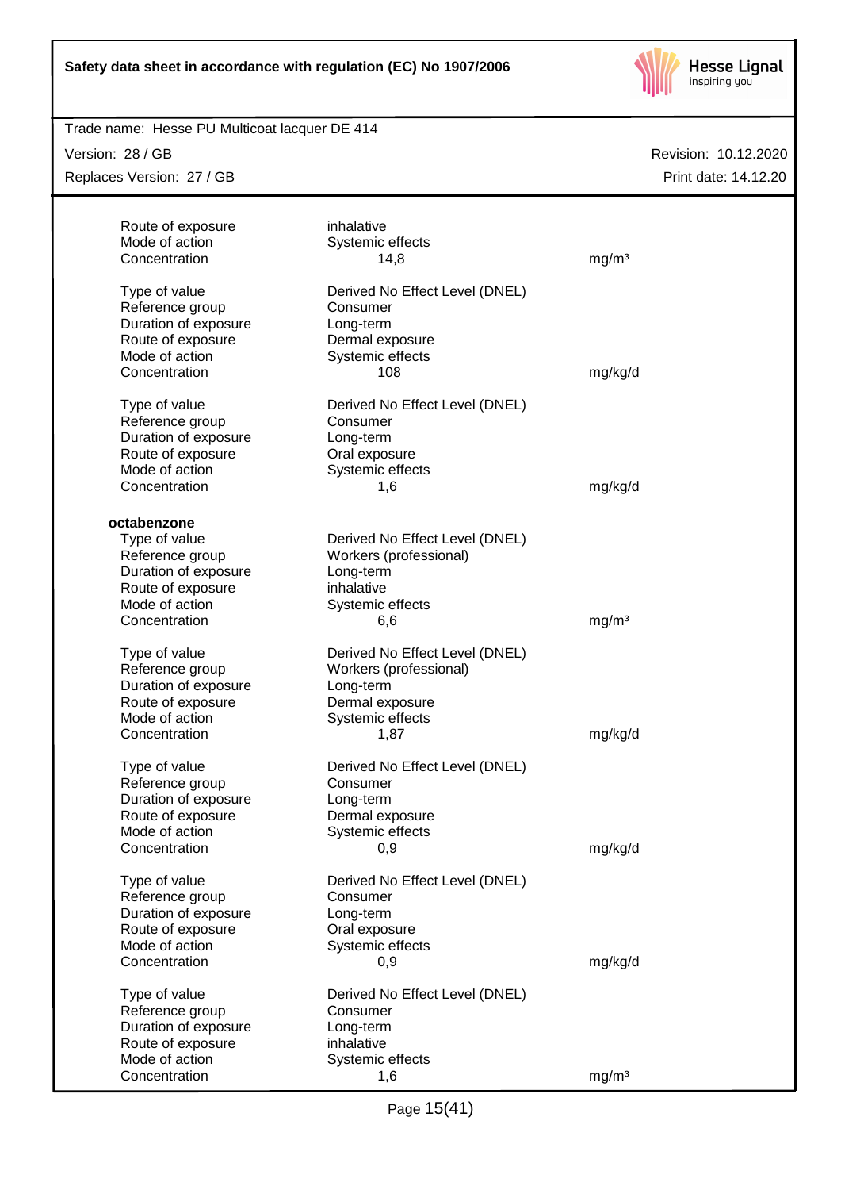| | | |
|---|---|---|
| Route of exposure | inhalative | |
| Mode of action | Systemic effects | |
| Concentration | 14,8 | mg/m³ |
| | | |
| Type of value | Derived No Effect Level (DNEL) | |
| Reference group | Consumer | |
| Duration of exposure | Long-term | |
| Route of exposure | Dermal exposure | |
| Mode of action | Systemic effects | |
| Concentration | 108 | mg/kg/d |
| | | |
| Type of value | Derived No Effect Level (DNEL) | |
| Reference group | Consumer | |
| Duration of exposure | Long-term | |
| Route of exposure | Oral exposure | |
| Mode of action | Systemic effects | |
| Concentration | 1,6 | mg/kg/d |

**octabenzone**

| | | |
|---|---|---|
| Type of value | Derived No Effect Level (DNEL) | |
| Reference group | Workers (professional) | |
| Duration of exposure | Long-term | |
| Route of exposure | inhalative | |
| Mode of action | Systemic effects | |
| Concentration | 6,6 | mg/m³ |
| | | |
| Type of value | Derived No Effect Level (DNEL) | |
| Reference group | Workers (professional) | |
| Duration of exposure | Long-term | |
| Route of exposure | Dermal exposure | |
| Mode of action | Systemic effects | |
| Concentration | 1,87 | mg/kg/d |
| | | |
| Type of value | Derived No Effect Level (DNEL) | |
| Reference group | Consumer | |
| Duration of exposure | Long-term | |
| Route of exposure | Dermal exposure | |
| Mode of action | Systemic effects | |
| Concentration | 0,9 | mg/kg/d |
| | | |
| Type of value | Derived No Effect Level (DNEL) | |
| Reference group | Consumer | |
| Duration of exposure | Long-term | |
| Route of exposure | Oral exposure | |
| Mode of action | Systemic effects | |
| Concentration | 0,9 | mg/kg/d |
| | | |
| Type of value | Derived No Effect Level (DNEL) | |
| Reference group | Consumer | |
| Duration of exposure | Long-term | |
| Route of exposure | inhalative | |
| Mode of action | Systemic effects | |
| Concentration | 1,6 | mg/m³ |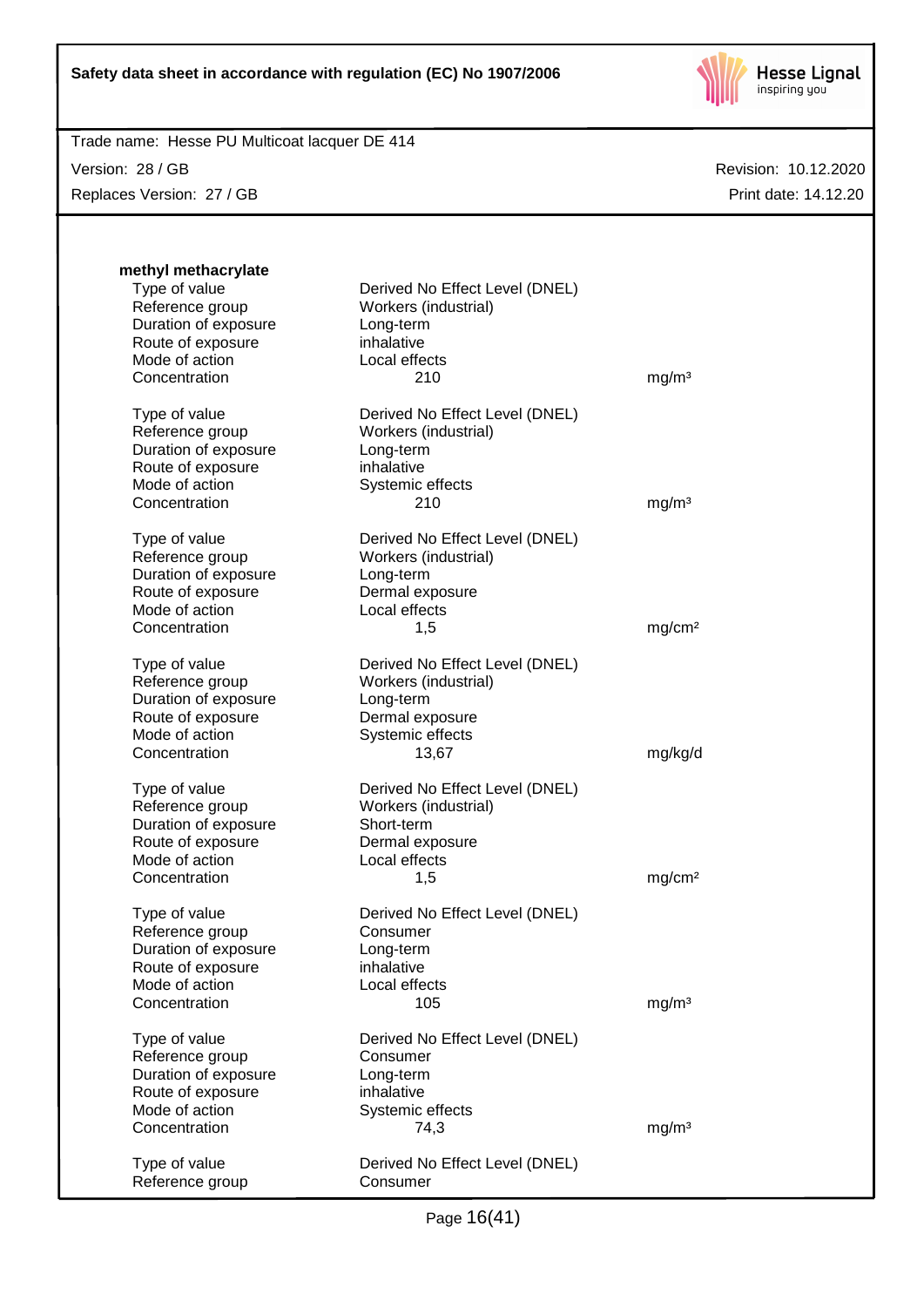**methyl methacrylate**

| | | |
|---|---|---|
| Type of value | Derived No Effect Level (DNEL) | |
| Reference group | Workers (industrial) | |
| Duration of exposure | Long-term | |
| Route of exposure | inhalative | |
| Mode of action | Local effects | |
| Concentration | 210 | mg/m³ |

| | | |
|---|---|---|
| Type of value | Derived No Effect Level (DNEL) | |
| Reference group | Workers (industrial) | |
| Duration of exposure | Long-term | |
| Route of exposure | inhalative | |
| Mode of action | Systemic effects | |
| Concentration | 210 | mg/m³ |

| | | |
|---|---|---|
| Type of value | Derived No Effect Level (DNEL) | |
| Reference group | Workers (industrial) | |
| Duration of exposure | Long-term | |
| Route of exposure | Dermal exposure | |
| Mode of action | Local effects | |
| Concentration | 1,5 | mg/cm² |

| | | |
|---|---|---|
| Type of value | Derived No Effect Level (DNEL) | |
| Reference group | Workers (industrial) | |
| Duration of exposure | Long-term | |
| Route of exposure | Dermal exposure | |
| Mode of action | Systemic effects | |
| Concentration | 13,67 | mg/kg/d |

| | | |
|---|---|---|
| Type of value | Derived No Effect Level (DNEL) | |
| Reference group | Workers (industrial) | |
| Duration of exposure | Short-term | |
| Route of exposure | Dermal exposure | |
| Mode of action | Local effects | |
| Concentration | 1,5 | mg/cm² |

| | | |
|---|---|---|
| Type of value | Derived No Effect Level (DNEL) | |
| Reference group | Consumer | |
| Duration of exposure | Long-term | |
| Route of exposure | inhalative | |
| Mode of action | Local effects | |
| Concentration | 105 | mg/m³ |

| | | |
|---|---|---|
| Type of value | Derived No Effect Level (DNEL) | |
| Reference group | Consumer | |
| Duration of exposure | Long-term | |
| Route of exposure | inhalative | |
| Mode of action | Systemic effects | |
| Concentration | 74,3 | mg/m³ |

| | | |
|---|---|---|
| Type of value | Derived No Effect Level (DNEL) | |
| Reference group | Consumer | |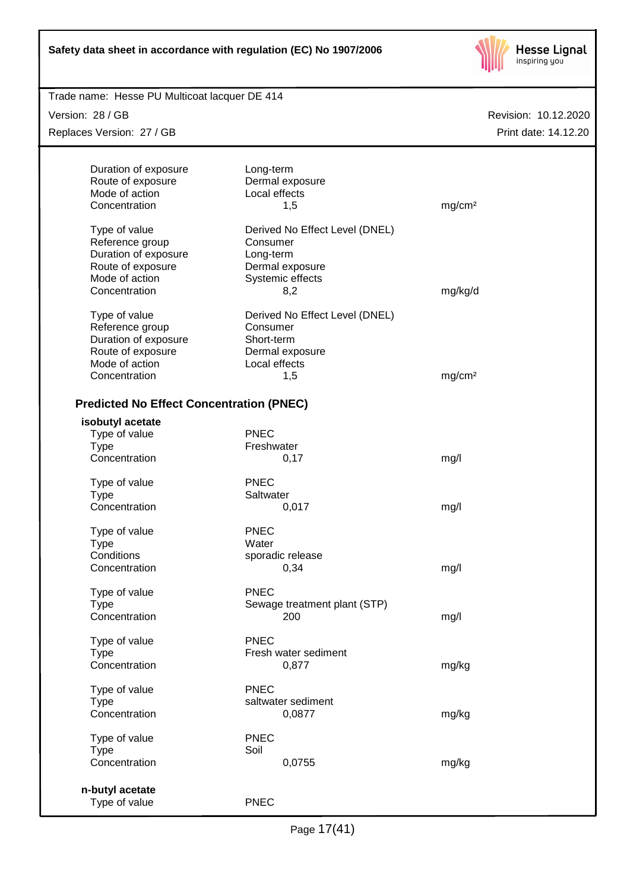| | | |
|---|---|---|
| Duration of exposure | Long-term | |
| Route of exposure | Dermal exposure | |
| Mode of action | Local effects | |
| Concentration | 1,5 | mg/cm² |

| | | |
|---|---|---|
| Type of value | Derived No Effect Level (DNEL) | |
| Reference group | Consumer | |
| Duration of exposure | Long-term | |
| Route of exposure | Dermal exposure | |
| Mode of action | Systemic effects | |
| Concentration | 8,2 | mg/kg/d |

| | | |
|---|---|---|
| Type of value | Derived No Effect Level (DNEL) | |
| Reference group | Consumer | |
| Duration of exposure | Short-term | |
| Route of exposure | Dermal exposure | |
| Mode of action | Local effects | |
| Concentration | 1,5 | mg/cm² |

### Predicted No Effect Concentration (PNEC)

**isobutyl acetate**

| | | |
|---|---|---|
| Type of value | PNEC | |
| Type | Freshwater | |
| Concentration | 0,17 | mg/l |

| | | |
|---|---|---|
| Type of value | PNEC | |
| Type | Saltwater | |
| Concentration | 0,017 | mg/l |

| | | |
|---|---|---|
| Type of value | PNEC | |
| Type | Water | |
| Conditions | sporadic release | |
| Concentration | 0,34 | mg/l |

| | | |
|---|---|---|
| Type of value | PNEC | |
| Type | Sewage treatment plant (STP) | |
| Concentration | 200 | mg/l |

| | | |
|---|---|---|
| Type of value | PNEC | |
| Type | Fresh water sediment | |
| Concentration | 0,877 | mg/kg |

| | | |
|---|---|---|
| Type of value | PNEC | |
| Type | saltwater sediment | |
| Concentration | 0,0877 | mg/kg |

| | | |
|---|---|---|
| Type of value | PNEC | |
| Type | Soil | |
| Concentration | 0,0755 | mg/kg |

**n-butyl acetate**

| | |
|---|---|
| Type of value | PNEC |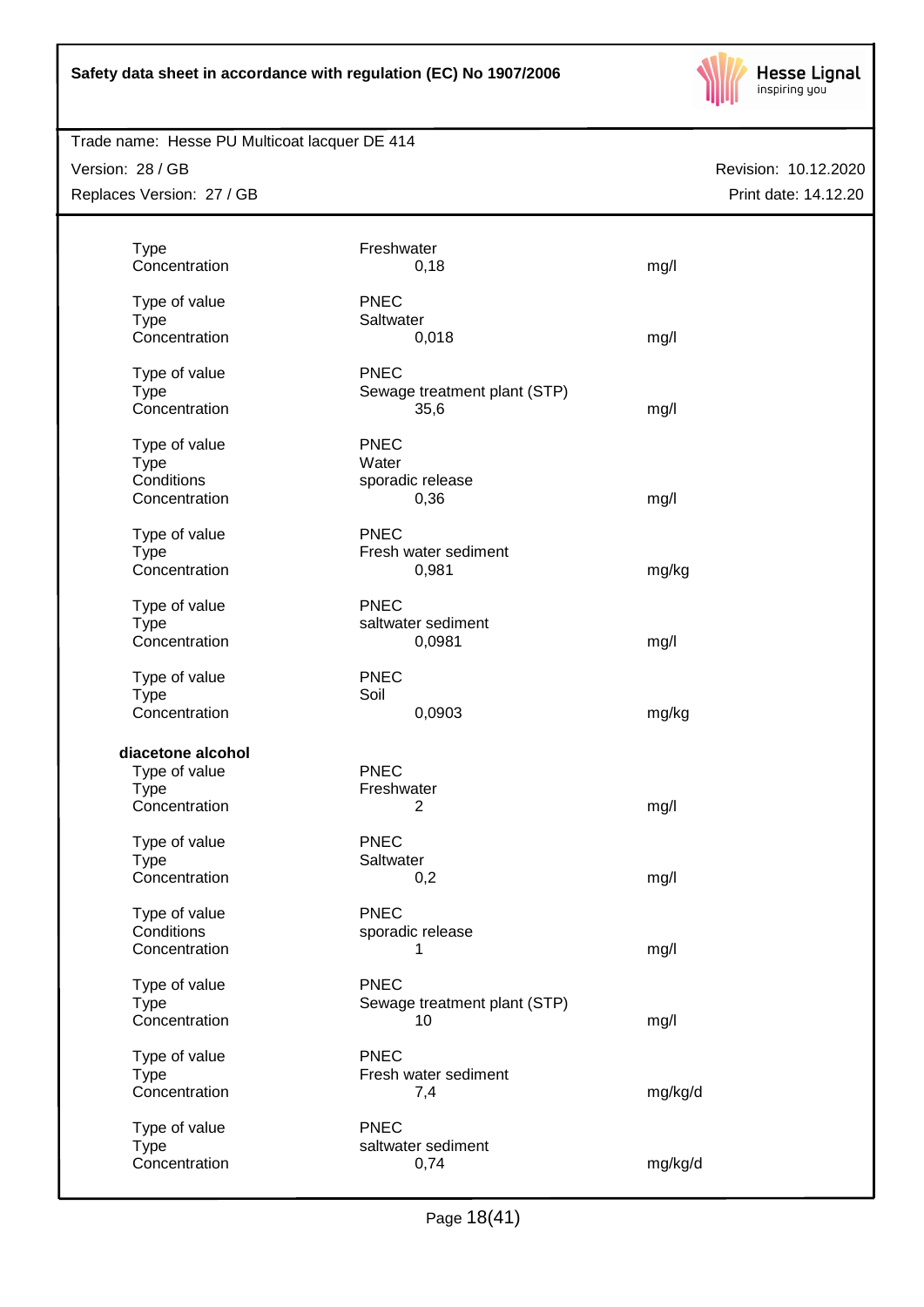| | | |
|---|---|---|
| Type | Freshwater | |
| Concentration | 0,18 | mg/l |
| | | |
| Type of value | PNEC | |
| Type | Saltwater | |
| Concentration | 0,018 | mg/l |
| | | |
| Type of value | PNEC | |
| Type | Sewage treatment plant (STP) | |
| Concentration | 35,6 | mg/l |
| | | |
| Type of value | PNEC | |
| Type | Water | |
| Conditions | sporadic release | |
| Concentration | 0,36 | mg/l |
| | | |
| Type of value | PNEC | |
| Type | Fresh water sediment | |
| Concentration | 0,981 | mg/kg |
| | | |
| Type of value | PNEC | |
| Type | saltwater sediment | |
| Concentration | 0,0981 | mg/l |
| | | |
| Type of value | PNEC | |
| Type | Soil | |
| Concentration | 0,0903 | mg/kg |

**diacetone alcohol**

| | | |
|---|---|---|
| Type of value | PNEC | |
| Type | Freshwater | |
| Concentration | 2 | mg/l |
| | | |
| Type of value | PNEC | |
| Type | Saltwater | |
| Concentration | 0,2 | mg/l |
| | | |
| Type of value | PNEC | |
| Conditions | sporadic release | |
| Concentration | 1 | mg/l |
| | | |
| Type of value | PNEC | |
| Type | Sewage treatment plant (STP) | |
| Concentration | 10 | mg/l |
| | | |
| Type of value | PNEC | |
| Type | Fresh water sediment | |
| Concentration | 7,4 | mg/kg/d |
| | | |
| Type of value | PNEC | |
| Type | saltwater sediment | |
| Concentration | 0,74 | mg/kg/d |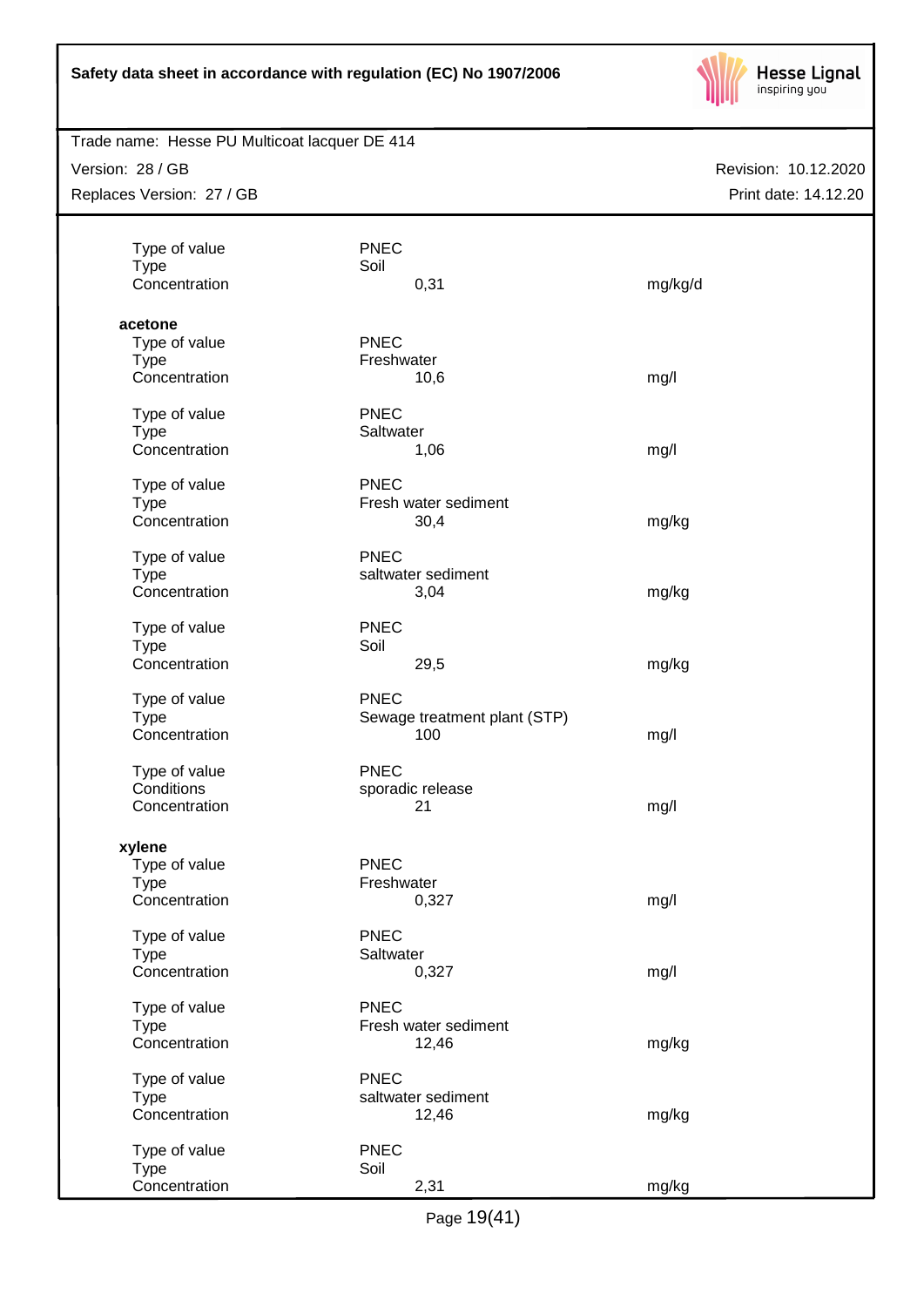| | | |
|---|---|---|
| Type of value | PNEC | |
| Type | Soil | |
| Concentration | 0,31 | mg/kg/d |

**acetone**

| | | |
|---|---|---|
| Type of value | PNEC | |
| Type | Freshwater | |
| Concentration | 10,6 | mg/l |
| | | |
| Type of value | PNEC | |
| Type | Saltwater | |
| Concentration | 1,06 | mg/l |
| | | |
| Type of value | PNEC | |
| Type | Fresh water sediment | |
| Concentration | 30,4 | mg/kg |
| | | |
| Type of value | PNEC | |
| Type | saltwater sediment | |
| Concentration | 3,04 | mg/kg |
| | | |
| Type of value | PNEC | |
| Type | Soil | |
| Concentration | 29,5 | mg/kg |
| | | |
| Type of value | PNEC | |
| Type | Sewage treatment plant (STP) | |
| Concentration | 100 | mg/l |
| | | |
| Type of value | PNEC | |
| Conditions | sporadic release | |
| Concentration | 21 | mg/l |

**xylene**

| | | |
|---|---|---|
| Type of value | PNEC | |
| Type | Freshwater | |
| Concentration | 0,327 | mg/l |
| | | |
| Type of value | PNEC | |
| Type | Saltwater | |
| Concentration | 0,327 | mg/l |
| | | |
| Type of value | PNEC | |
| Type | Fresh water sediment | |
| Concentration | 12,46 | mg/kg |
| | | |
| Type of value | PNEC | |
| Type | saltwater sediment | |
| Concentration | 12,46 | mg/kg |
| | | |
| Type of value | PNEC | |
| Type | Soil | |
| Concentration | 2,31 | mg/kg |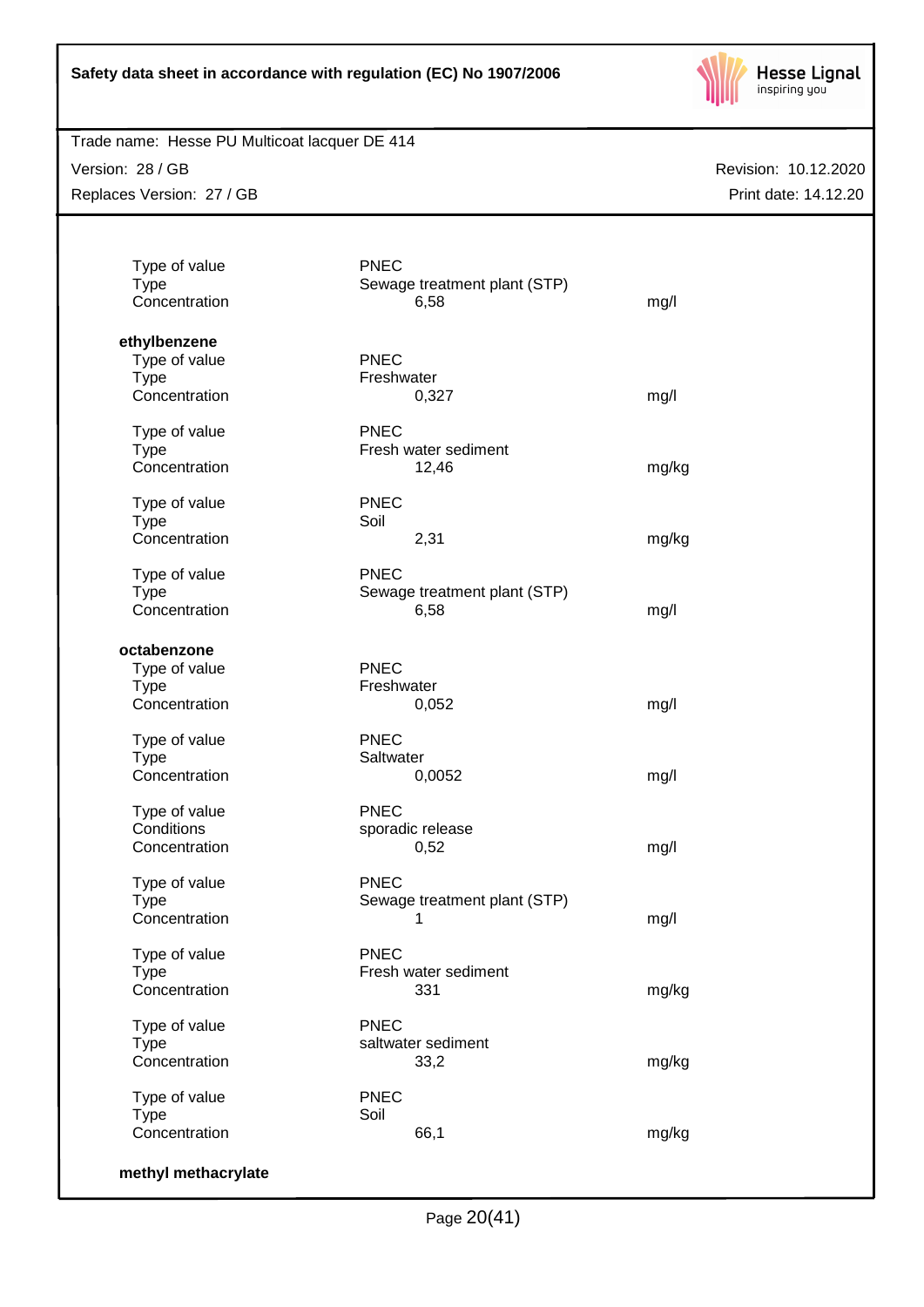| | | |
|---|---|---|
| Type of value | PNEC | |
| Type | Sewage treatment plant (STP) | |
| Concentration | 6,58 | mg/l |

**ethylbenzene**

| | | |
|---|---|---|
| Type of value | PNEC | |
| Type | Freshwater | |
| Concentration | 0,327 | mg/l |
| | | |
| Type of value | PNEC | |
| Type | Fresh water sediment | |
| Concentration | 12,46 | mg/kg |
| | | |
| Type of value | PNEC | |
| Type | Soil | |
| Concentration | 2,31 | mg/kg |
| | | |
| Type of value | PNEC | |
| Type | Sewage treatment plant (STP) | |
| Concentration | 6,58 | mg/l |

**octabenzone**

| | | |
|---|---|---|
| Type of value | PNEC | |
| Type | Freshwater | |
| Concentration | 0,052 | mg/l |
| | | |
| Type of value | PNEC | |
| Type | Saltwater | |
| Concentration | 0,0052 | mg/l |
| | | |
| Type of value | PNEC | |
| Conditions | sporadic release | |
| Concentration | 0,52 | mg/l |
| | | |
| Type of value | PNEC | |
| Type | Sewage treatment plant (STP) | |
| Concentration | 1 | mg/l |
| | | |
| Type of value | PNEC | |
| Type | Fresh water sediment | |
| Concentration | 331 | mg/kg |
| | | |
| Type of value | PNEC | |
| Type | saltwater sediment | |
| Concentration | 33,2 | mg/kg |
| | | |
| Type of value | PNEC | |
| Type | Soil | |
| Concentration | 66,1 | mg/kg |

**methyl methacrylate**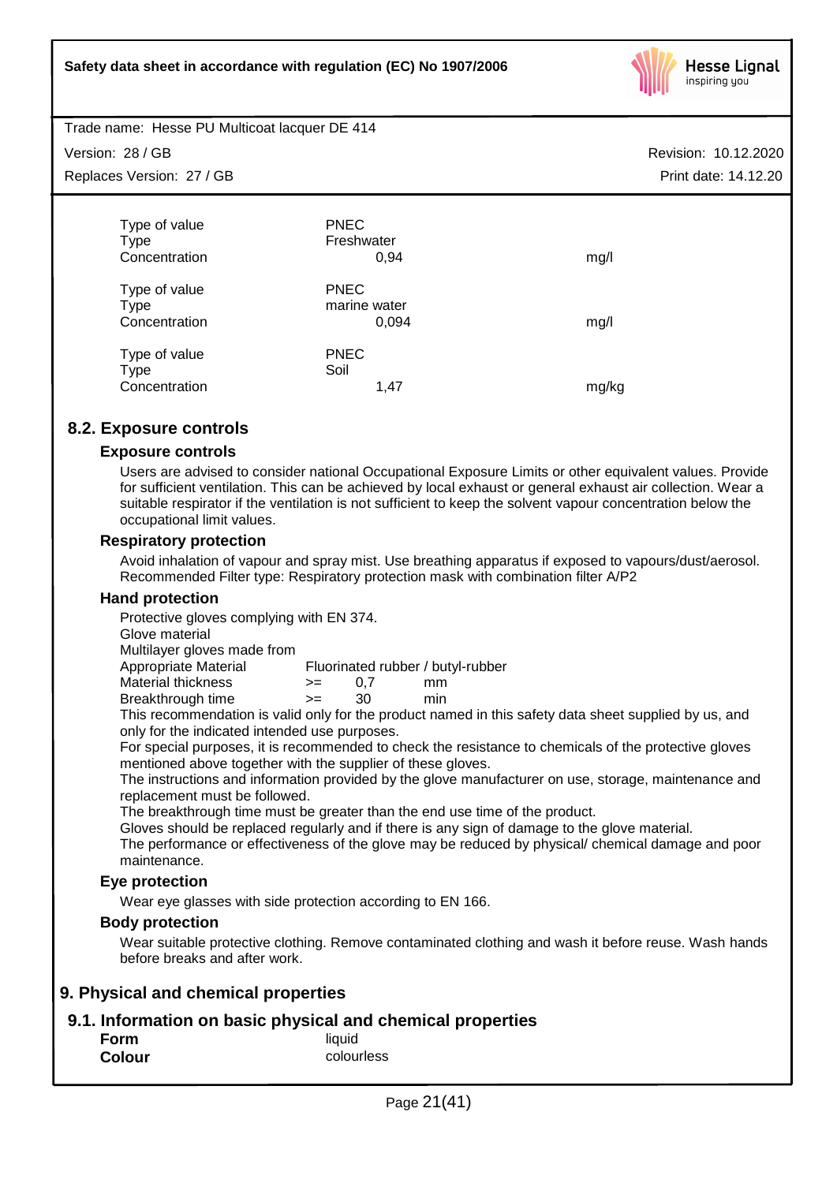| | | |
|---|---|---|
| Type of value | PNEC | |
| Type | Freshwater | |
| Concentration | 0,94 | mg/l |
| | | |
| Type of value | PNEC | |
| Type | marine water | |
| Concentration | 0,094 | mg/l |
| | | |
| Type of value | PNEC | |
| Type | Soil | |
| Concentration | 1,47 | mg/kg |

## 8.2. Exposure controls

### Exposure controls

Users are advised to consider national Occupational Exposure Limits or other equivalent values. Provide for sufficient ventilation. This can be achieved by local exhaust or general exhaust air collection. Wear a suitable respirator if the ventilation is not sufficient to keep the solvent vapour concentration below the occupational limit values.

### Respiratory protection

Avoid inhalation of vapour and spray mist. Use breathing apparatus if exposed to vapours/dust/aerosol. Recommended Filter type: Respiratory protection mask with combination filter A/P2

### Hand protection

Protective gloves complying with EN 374.
Glove material
Multilayer gloves made from

| | | | |
|---|---|---|---|
| Appropriate Material | Fluorinated rubber / butyl-rubber | | |
| Material thickness | >= | 0,7 | mm |
| Breakthrough time | >= | 30 | min |

This recommendation is valid only for the product named in this safety data sheet supplied by us, and only for the indicated intended use purposes.
For special purposes, it is recommended to check the resistance to chemicals of the protective gloves mentioned above together with the supplier of these gloves.
The instructions and information provided by the glove manufacturer on use, storage, maintenance and replacement must be followed.
The breakthrough time must be greater than the end use time of the product.
Gloves should be replaced regularly and if there is any sign of damage to the glove material.
The performance or effectiveness of the glove may be reduced by physical/ chemical damage and poor maintenance.

### Eye protection

Wear eye glasses with side protection according to EN 166.

### Body protection

Wear suitable protective clothing. Remove contaminated clothing and wash it before reuse. Wash hands before breaks and after work.

# 9. Physical and chemical properties

## 9.1. Information on basic physical and chemical properties

| | |
|---|---|
| **Form** | liquid |
| **Colour** | colourless |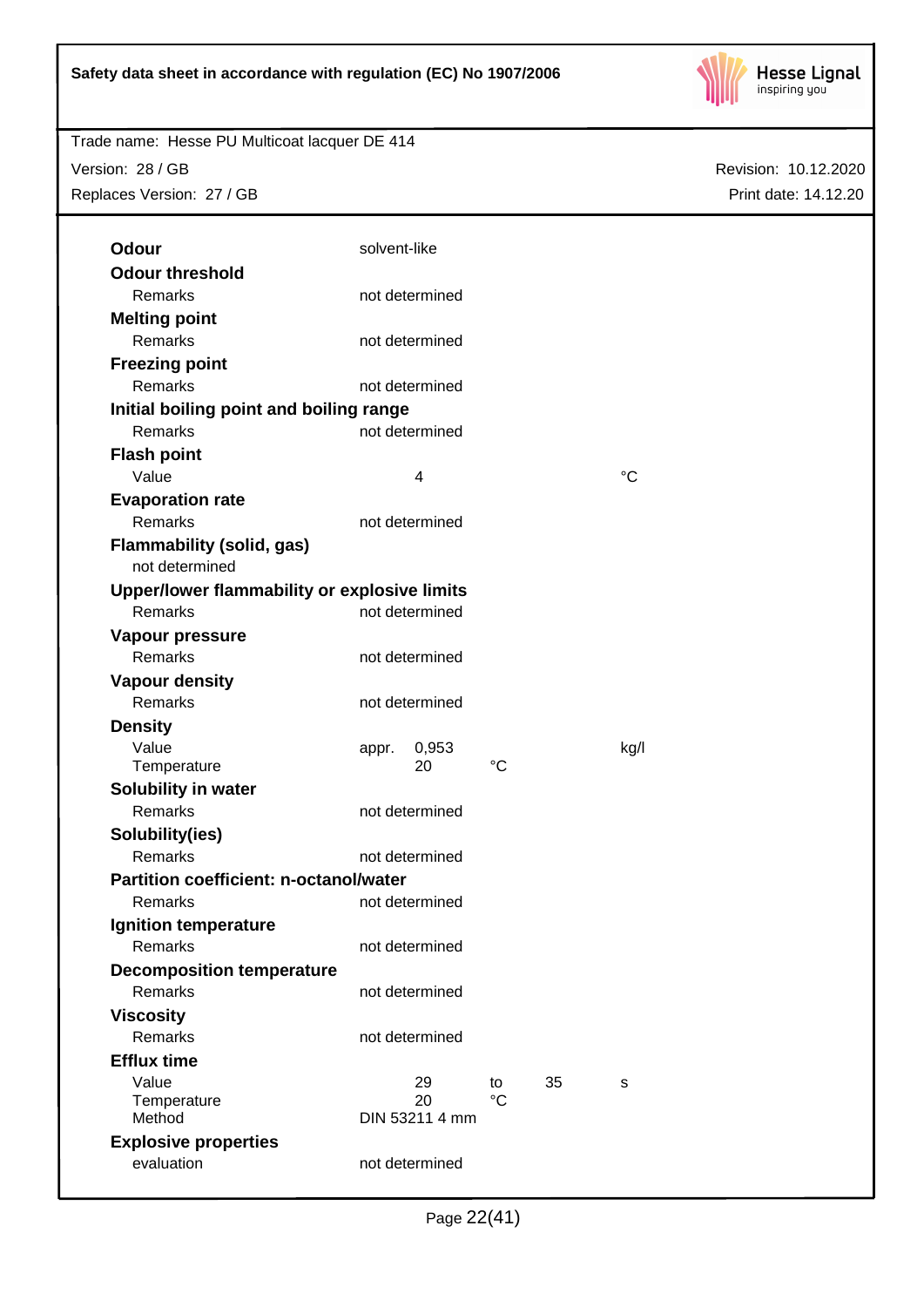**Odour** solvent-like

**Odour threshold**

| | | | | |
|---|---|---|---|---|
| Remarks | not determined | | | |

**Melting point**

| | | | | |
|---|---|---|---|---|
| Remarks | not determined | | | |

**Freezing point**

| | | | | |
|---|---|---|---|---|
| Remarks | not determined | | | |

**Initial boiling point and boiling range**

| | | | | |
|---|---|---|---|---|
| Remarks | not determined | | | |

**Flash point**

| | | | | |
|---|---|---|---|---|
| Value | 4 | | | °C |

**Evaporation rate**

| | | | | |
|---|---|---|---|---|
| Remarks | not determined | | | |

**Flammability (solid, gas)**

not determined

**Upper/lower flammability or explosive limits**

| | | | | |
|---|---|---|---|---|
| Remarks | not determined | | | |

**Vapour pressure**

| | | | | |
|---|---|---|---|---|
| Remarks | not determined | | | |

**Vapour density**

| | | | | |
|---|---|---|---|---|
| Remarks | not determined | | | |

**Density**

| | | | | |
|---|---|---|---|---|
| Value | appr. 0,953 | | | kg/l |
| Temperature | 20 | °C | | |

**Solubility in water**

| | | | | |
|---|---|---|---|---|
| Remarks | not determined | | | |

**Solubility(ies)**

| | | | | |
|---|---|---|---|---|
| Remarks | not determined | | | |

**Partition coefficient: n-octanol/water**

| | | | | |
|---|---|---|---|---|
| Remarks | not determined | | | |

**Ignition temperature**

| | | | | |
|---|---|---|---|---|
| Remarks | not determined | | | |

**Decomposition temperature**

| | | | | |
|---|---|---|---|---|
| Remarks | not determined | | | |

**Viscosity**

| | | | | |
|---|---|---|---|---|
| Remarks | not determined | | | |

**Efflux time**

| | | | | |
|---|---|---|---|---|
| Value | 29 | to | 35 | s |
| Temperature | 20 | °C | | |
| Method | DIN 53211 4 mm | | | |

**Explosive properties**

| | | | | |
|---|---|---|---|---|
| evaluation | not determined | | | |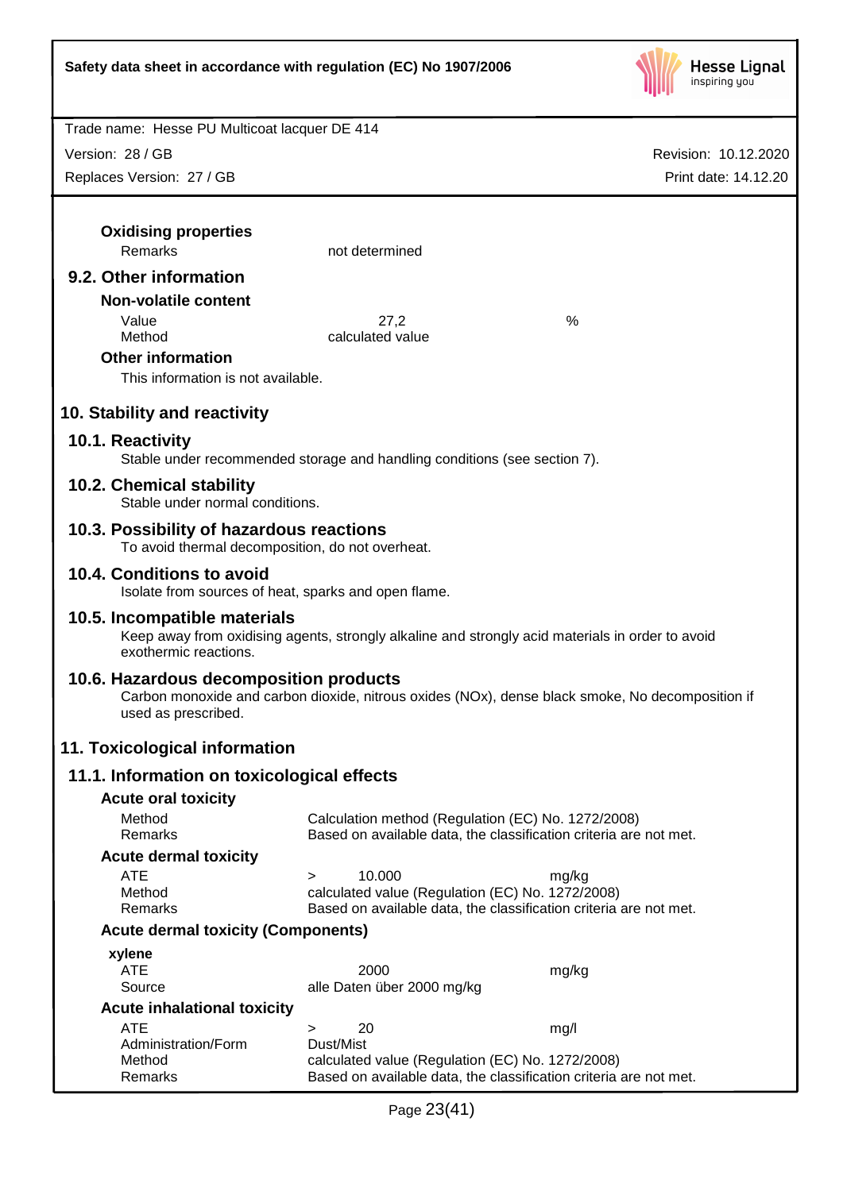**Oxidising properties**

| | | |
|---|---|---|
| Remarks | not determined | |

## 9.2. Other information

**Non-volatile content**

| | | |
|---|---|---|
| Value | 27,2 | % |
| Method | calculated value | |

**Other information**

This information is not available.

# 10. Stability and reactivity

## 10.1. Reactivity

Stable under recommended storage and handling conditions (see section 7).

## 10.2. Chemical stability

Stable under normal conditions.

## 10.3. Possibility of hazardous reactions

To avoid thermal decomposition, do not overheat.

## 10.4. Conditions to avoid

Isolate from sources of heat, sparks and open flame.

## 10.5. Incompatible materials

Keep away from oxidising agents, strongly alkaline and strongly acid materials in order to avoid exothermic reactions.

## 10.6. Hazardous decomposition products

Carbon monoxide and carbon dioxide, nitrous oxides (NOx), dense black smoke, No decomposition if used as prescribed.

# 11. Toxicological information

## 11.1. Information on toxicological effects

**Acute oral toxicity**

| | |
|---|---|
| Method | Calculation method (Regulation (EC) No. 1272/2008) |
| Remarks | Based on available data, the classification criteria are not met. |

**Acute dermal toxicity**

| | | |
|---|---|---|
| ATE | > 10.000 | mg/kg |
| Method | calculated value (Regulation (EC) No. 1272/2008) | |
| Remarks | Based on available data, the classification criteria are not met. | |

**Acute dermal toxicity (Components)**

**xylene**

| | | |
|---|---|---|
| ATE | 2000 | mg/kg |
| Source | alle Daten über 2000 mg/kg | |

**Acute inhalational toxicity**

| | | |
|---|---|---|
| ATE | > 20 | mg/l |
| Administration/Form | Dust/Mist | |
| Method | calculated value (Regulation (EC) No. 1272/2008) | |
| Remarks | Based on available data, the classification criteria are not met. | |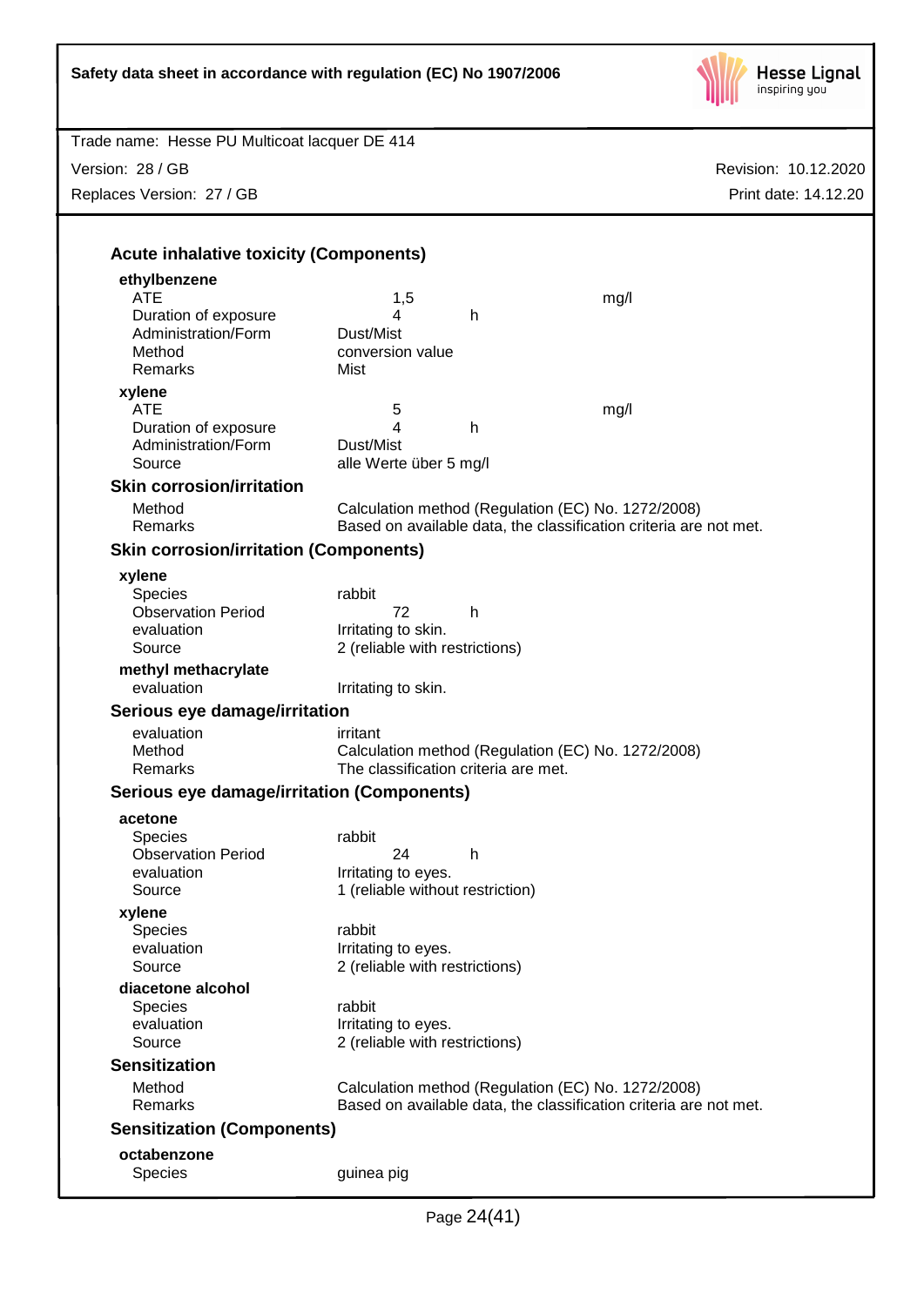### Acute inhalative toxicity (Components)

**ethylbenzene**

| | | | |
|---|---|---|---|
| ATE | 1,5 | | mg/l |
| Duration of exposure | 4 | h | |
| Administration/Form | Dust/Mist | | |
| Method | conversion value | | |
| Remarks | Mist | | |

**xylene**

| | | | |
|---|---|---|---|
| ATE | 5 | | mg/l |
| Duration of exposure | 4 | h | |
| Administration/Form | Dust/Mist | | |
| Source | alle Werte über 5 mg/l | | |

### Skin corrosion/irritation

| | |
|---|---|
| Method | Calculation method (Regulation (EC) No. 1272/2008) |
| Remarks | Based on available data, the classification criteria are not met. |

### Skin corrosion/irritation (Components)

**xylene**

| | | |
|---|---|---|
| Species | rabbit | |
| Observation Period | 72 | h |
| evaluation | Irritating to skin. | |
| Source | 2 (reliable with restrictions) | |

**methyl methacrylate**

| | |
|---|---|
| evaluation | Irritating to skin. |

### Serious eye damage/irritation

| | |
|---|---|
| evaluation | irritant |
| Method | Calculation method (Regulation (EC) No. 1272/2008) |
| Remarks | The classification criteria are met. |

### Serious eye damage/irritation (Components)

**acetone**

| | | |
|---|---|---|
| Species | rabbit | |
| Observation Period | 24 | h |
| evaluation | Irritating to eyes. | |
| Source | 1 (reliable without restriction) | |

**xylene**

| | |
|---|---|
| Species | rabbit |
| evaluation | Irritating to eyes. |
| Source | 2 (reliable with restrictions) |

**diacetone alcohol**

| | |
|---|---|
| Species | rabbit |
| evaluation | Irritating to eyes. |
| Source | 2 (reliable with restrictions) |

### Sensitization

| | |
|---|---|
| Method | Calculation method (Regulation (EC) No. 1272/2008) |
| Remarks | Based on available data, the classification criteria are not met. |

### Sensitization (Components)

**octabenzone**

| | |
|---|---|
| Species | guinea pig |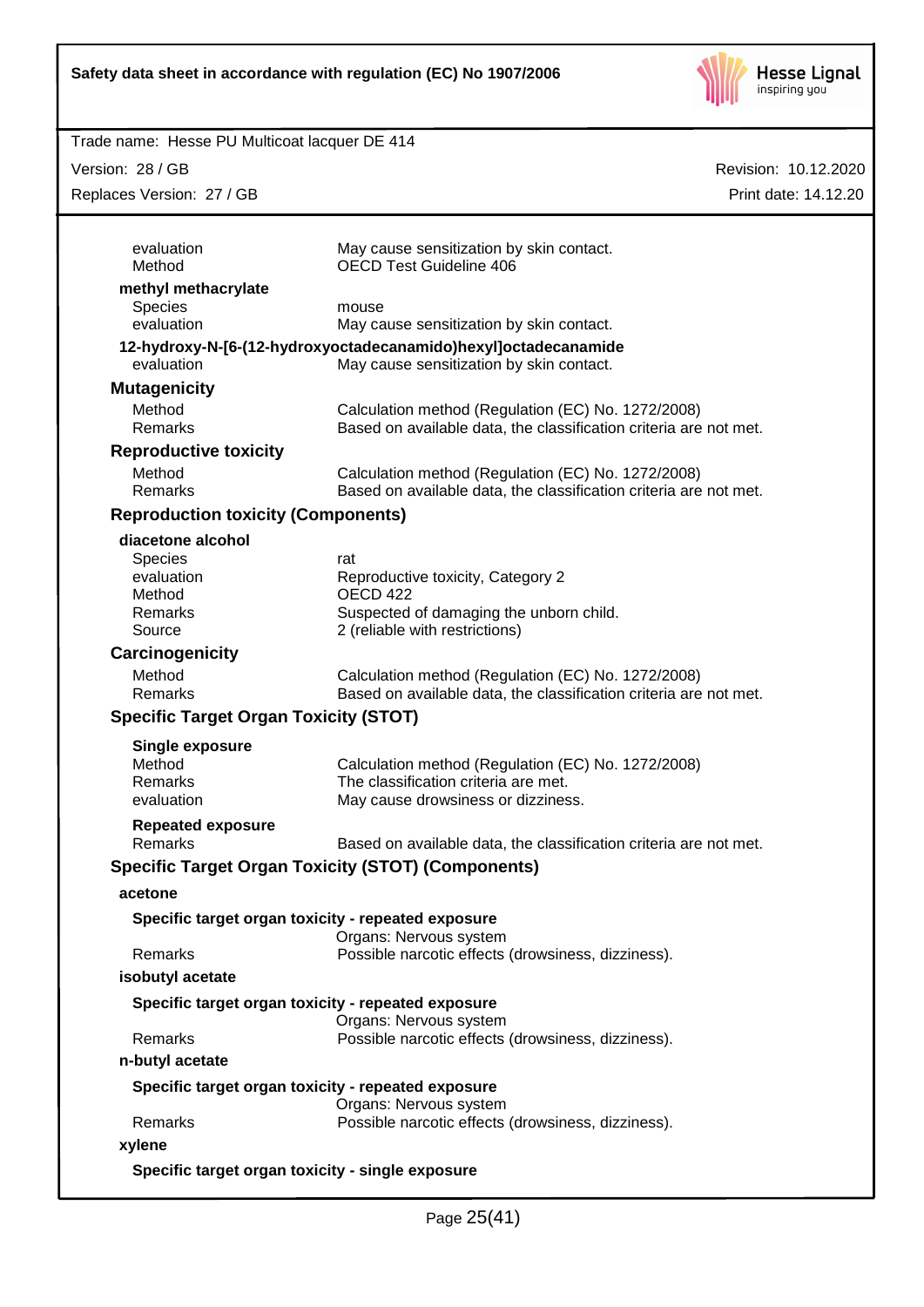| | |
|---|---|
| evaluation | May cause sensitization by skin contact. |
| Method | OECD Test Guideline 406 |

**methyl methacrylate**

| | |
|---|---|
| Species | mouse |
| evaluation | May cause sensitization by skin contact. |

**12-hydroxy-N-[6-(12-hydroxyoctadecanamido)hexyl]octadecanamide**

| | |
|---|---|
| evaluation | May cause sensitization by skin contact. |

## Mutagenicity

| | |
|---|---|
| Method | Calculation method (Regulation (EC) No. 1272/2008) |
| Remarks | Based on available data, the classification criteria are not met. |

## Reproductive toxicity

| | |
|---|---|
| Method | Calculation method (Regulation (EC) No. 1272/2008) |
| Remarks | Based on available data, the classification criteria are not met. |

## Reproduction toxicity (Components)

**diacetone alcohol**

| | |
|---|---|
| Species | rat |
| evaluation | Reproductive toxicity, Category 2 |
| Method | OECD 422 |
| Remarks | Suspected of damaging the unborn child. |
| Source | 2 (reliable with restrictions) |

## Carcinogenicity

| | |
|---|---|
| Method | Calculation method (Regulation (EC) No. 1272/2008) |
| Remarks | Based on available data, the classification criteria are not met. |

## Specific Target Organ Toxicity (STOT)

**Single exposure**

| | |
|---|---|
| Method | Calculation method (Regulation (EC) No. 1272/2008) |
| Remarks | The classification criteria are met. |
| evaluation | May cause drowsiness or dizziness. |

**Repeated exposure**

| | |
|---|---|
| Remarks | Based on available data, the classification criteria are not met. |

## Specific Target Organ Toxicity (STOT) (Components)

**acetone**

**Specific target organ toxicity - repeated exposure**

| | |
|---|---|
| | Organs: Nervous system |
| Remarks | Possible narcotic effects (drowsiness, dizziness). |

**isobutyl acetate**

**Specific target organ toxicity - repeated exposure**

| | |
|---|---|
| | Organs: Nervous system |
| Remarks | Possible narcotic effects (drowsiness, dizziness). |

**n-butyl acetate**

**Specific target organ toxicity - repeated exposure**

| | |
|---|---|
| | Organs: Nervous system |
| Remarks | Possible narcotic effects (drowsiness, dizziness). |

**xylene**

**Specific target organ toxicity - single exposure**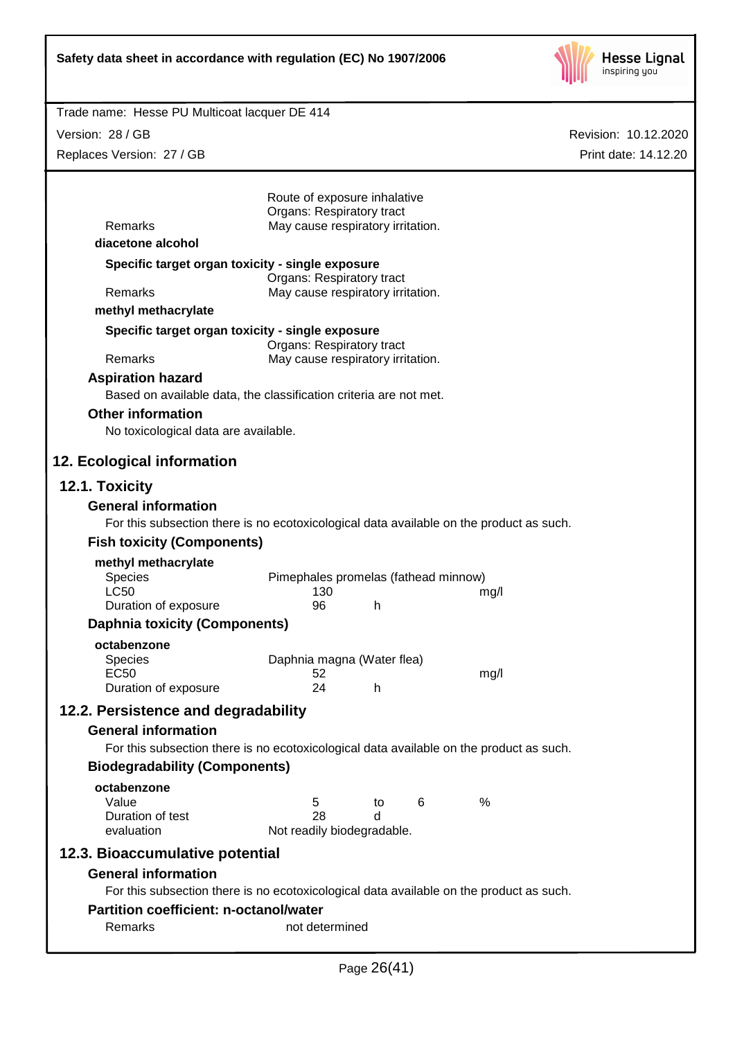| | |
|---|---|
| | Route of exposure inhalative |
| | Organs: Respiratory tract |
| Remarks | May cause respiratory irritation. |

**diacetone alcohol**

**Specific target organ toxicity - single exposure**

| | |
|---|---|
| | Organs: Respiratory tract |
| Remarks | May cause respiratory irritation. |

**methyl methacrylate**

**Specific target organ toxicity - single exposure**

| | |
|---|---|
| | Organs: Respiratory tract |
| Remarks | May cause respiratory irritation. |

### Aspiration hazard

Based on available data, the classification criteria are not met.

### Other information

No toxicological data are available.

## 12. Ecological information

## 12.1. Toxicity

### General information

For this subsection there is no ecotoxicological data available on the product as such.

### Fish toxicity (Components)

**methyl methacrylate**

| | | | |
|---|---|---|---|
| Species | Pimephales promelas (fathead minnow) | | |
| LC50 | 130 | | mg/l |
| Duration of exposure | 96 | h | |

### Daphnia toxicity (Components)

**octabenzone**

| | | | |
|---|---|---|---|
| Species | Daphnia magna (Water flea) | | |
| EC50 | 52 | | mg/l |
| Duration of exposure | 24 | h | |

## 12.2. Persistence and degradability

### General information

For this subsection there is no ecotoxicological data available on the product as such.

### Biodegradability (Components)

**octabenzone**

| | | | | |
|---|---|---|---|---|
| Value | 5 | to | 6 | % |
| Duration of test | 28 | d | | |
| evaluation | Not readily biodegradable. | | | |

## 12.3. Bioaccumulative potential

### General information

For this subsection there is no ecotoxicological data available on the product as such.

### Partition coefficient: n-octanol/water

| | |
|---|---|
| Remarks | not determined |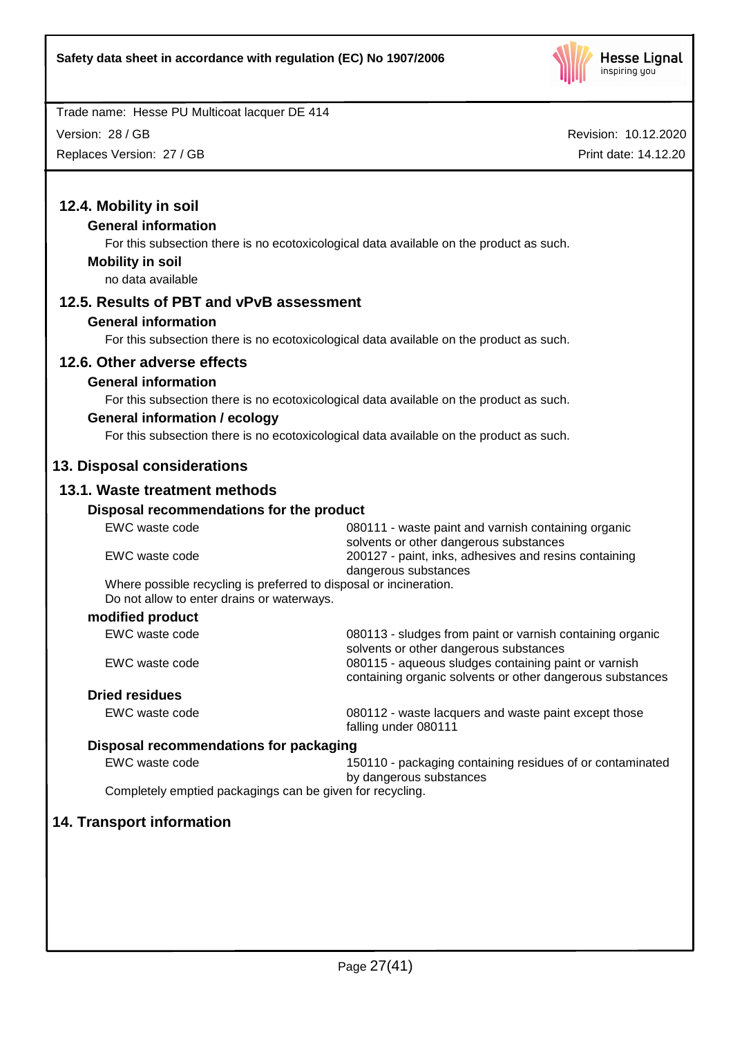## 12.4. Mobility in soil

### General information

For this subsection there is no ecotoxicological data available on the product as such.

### Mobility in soil

no data available

## 12.5. Results of PBT and vPvB assessment

### General information

For this subsection there is no ecotoxicological data available on the product as such.

## 12.6. Other adverse effects

### General information

For this subsection there is no ecotoxicological data available on the product as such.

### General information / ecology

For this subsection there is no ecotoxicological data available on the product as such.

# 13. Disposal considerations

## 13.1. Waste treatment methods

### Disposal recommendations for the product

| | |
|---|---|
| EWC waste code | 080111 - waste paint and varnish containing organic solvents or other dangerous substances |
| EWC waste code | 200127 - paint, inks, adhesives and resins containing dangerous substances |

Where possible recycling is preferred to disposal or incineration.
Do not allow to enter drains or waterways.

### modified product

| | |
|---|---|
| EWC waste code | 080113 - sludges from paint or varnish containing organic solvents or other dangerous substances |
| EWC waste code | 080115 - aqueous sludges containing paint or varnish containing organic solvents or other dangerous substances |

### Dried residues

| | |
|---|---|
| EWC waste code | 080112 - waste lacquers and waste paint except those falling under 080111 |

### Disposal recommendations for packaging

| | |
|---|---|
| EWC waste code | 150110 - packaging containing residues of or contaminated by dangerous substances |

Completely emptied packagings can be given for recycling.

# 14. Transport information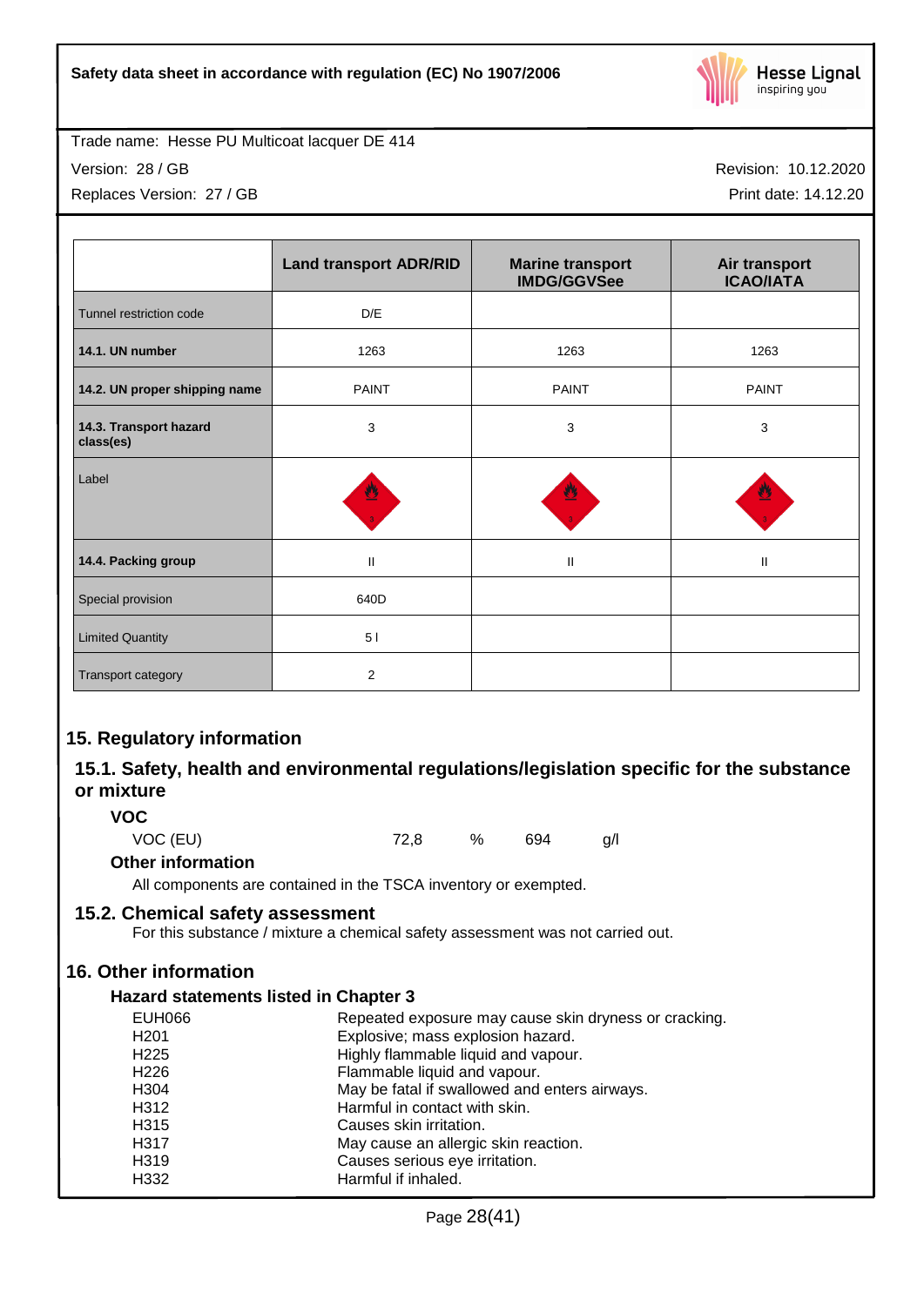Trade name: Hesse PU Multicoat lacquer DE 414

Version: 28 / GB

Replaces Version: 27 / GB

Revision: 10.12.2020

Print date: 14.12.20

| | Land transport ADR/RID | Marine transport IMDG/GGVSee | Air transport ICAO/IATA |
|---|---|---|---|
| Tunnel restriction code | D/E | | |
| **14.1. UN number** | 1263 | 1263 | 1263 |
| **14.2. UN proper shipping name** | PAINT | PAINT | PAINT |
| **14.3. Transport hazard class(es)** | 3 | 3 | 3 |
| Label | | | |
| **14.4. Packing group** | II | II | II |
| Special provision | 640D | | |
| Limited Quantity | 5 l | | |
| Transport category | 2 | | |

# 15. Regulatory information

## 15.1. Safety, health and environmental regulations/legislation specific for the substance or mixture

### VOC

| | | | | |
|---|---|---|---|---|
| VOC (EU) | 72,8 | % | 694 | g/l |

### Other information

All components are contained in the TSCA inventory or exempted.

## 15.2. Chemical safety assessment

For this substance / mixture a chemical safety assessment was not carried out.

# 16. Other information

### Hazard statements listed in Chapter 3

| | |
|---|---|
| EUH066 | Repeated exposure may cause skin dryness or cracking. |
| H201 | Explosive; mass explosion hazard. |
| H225 | Highly flammable liquid and vapour. |
| H226 | Flammable liquid and vapour. |
| H304 | May be fatal if swallowed and enters airways. |
| H312 | Harmful in contact with skin. |
| H315 | Causes skin irritation. |
| H317 | May cause an allergic skin reaction. |
| H319 | Causes serious eye irritation. |
| H332 | Harmful if inhaled. |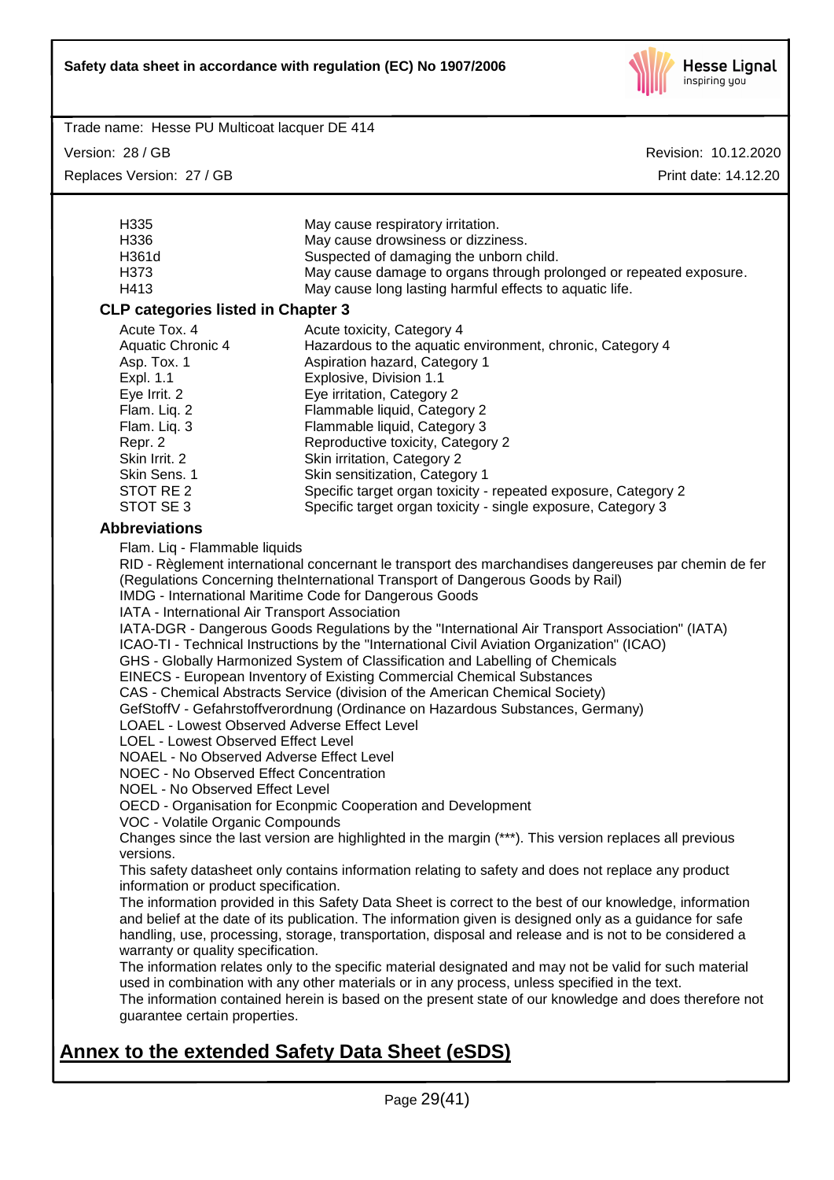| | |
|---|---|
| H335 | May cause respiratory irritation. |
| H336 | May cause drowsiness or dizziness. |
| H361d | Suspected of damaging the unborn child. |
| H373 | May cause damage to organs through prolonged or repeated exposure. |
| H413 | May cause long lasting harmful effects to aquatic life. |

### CLP categories listed in Chapter 3

| | |
|---|---|
| Acute Tox. 4 | Acute toxicity, Category 4 |
| Aquatic Chronic 4 | Hazardous to the aquatic environment, chronic, Category 4 |
| Asp. Tox. 1 | Aspiration hazard, Category 1 |
| Expl. 1.1 | Explosive, Division 1.1 |
| Eye Irrit. 2 | Eye irritation, Category 2 |
| Flam. Liq. 2 | Flammable liquid, Category 2 |
| Flam. Liq. 3 | Flammable liquid, Category 3 |
| Repr. 2 | Reproductive toxicity, Category 2 |
| Skin Irrit. 2 | Skin irritation, Category 2 |
| Skin Sens. 1 | Skin sensitization, Category 1 |
| STOT RE 2 | Specific target organ toxicity - repeated exposure, Category 2 |
| STOT SE 3 | Specific target organ toxicity - single exposure, Category 3 |

### Abbreviations

Flam. Liq - Flammable liquids
RID - Règlement international concernant le transport des marchandises dangereuses par chemin de fer (Regulations Concerning theInternational Transport of Dangerous Goods by Rail)
IMDG - International Maritime Code for Dangerous Goods
IATA - International Air Transport Association
IATA-DGR - Dangerous Goods Regulations by the "International Air Transport Association" (IATA)
ICAO-TI - Technical Instructions by the "International Civil Aviation Organization" (ICAO)
GHS - Globally Harmonized System of Classification and Labelling of Chemicals
EINECS - European Inventory of Existing Commercial Chemical Substances
CAS - Chemical Abstracts Service (division of the American Chemical Society)
GefStoffV - Gefahrstoffverordnung (Ordinance on Hazardous Substances, Germany)
LOAEL - Lowest Observed Adverse Effect Level
LOEL - Lowest Observed Effect Level
NOAEL - No Observed Adverse Effect Level
NOEC - No Observed Effect Concentration
NOEL - No Observed Effect Level
OECD - Organisation for Econpmic Cooperation and Development
VOC - Volatile Organic Compounds
Changes since the last version are highlighted in the margin (***). This version replaces all previous versions.
This safety datasheet only contains information relating to safety and does not replace any product information or product specification.
The information provided in this Safety Data Sheet is correct to the best of our knowledge, information and belief at the date of its publication. The information given is designed only as a guidance for safe handling, use, processing, storage, transportation, disposal and release and is not to be considered a warranty or quality specification.
The information relates only to the specific material designated and may not be valid for such material used in combination with any other materials or in any process, unless specified in the text.
The information contained herein is based on the present state of our knowledge and does therefore not guarantee certain properties.

## Annex to the extended Safety Data Sheet (eSDS)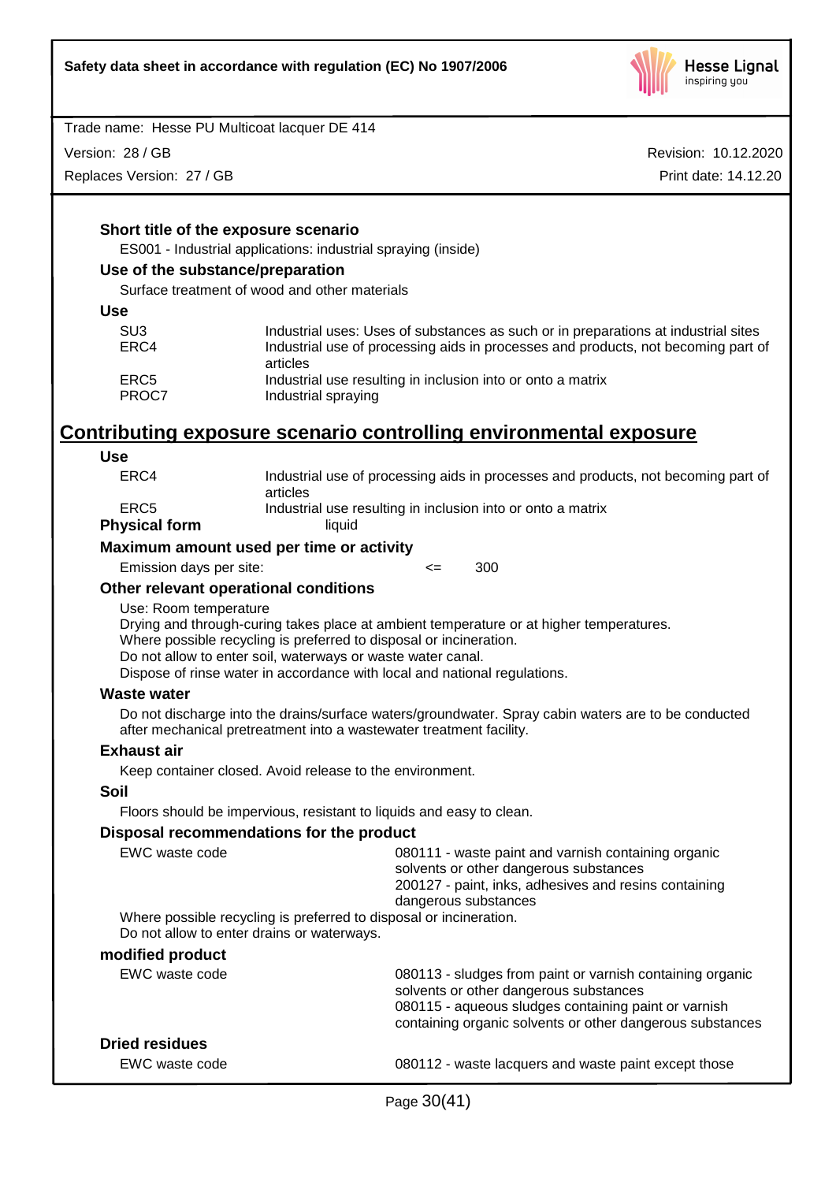### Short title of the exposure scenario

ES001 - Industrial applications: industrial spraying (inside)

### Use of the substance/preparation

Surface treatment of wood and other materials

### Use

| | |
|---|---|
| SU3 | Industrial uses: Uses of substances as such or in preparations at industrial sites |
| ERC4 | Industrial use of processing aids in processes and products, not becoming part of articles |
| ERC5 | Industrial use resulting in inclusion into or onto a matrix |
| PROC7 | Industrial spraying |

## Contributing exposure scenario controlling environmental exposure

### Use

| | |
|---|---|
| ERC4 | Industrial use of processing aids in processes and products, not becoming part of articles |
| ERC5 | Industrial use resulting in inclusion into or onto a matrix |

**Physical form** liquid

### Maximum amount used per time or activity

Emission days per site: <= 300

### Other relevant operational conditions

Use: Room temperature
Drying and through-curing takes place at ambient temperature or at higher temperatures.
Where possible recycling is preferred to disposal or incineration.
Do not allow to enter soil, waterways or waste water canal.
Dispose of rinse water in accordance with local and national regulations.

### Waste water

Do not discharge into the drains/surface waters/groundwater. Spray cabin waters are to be conducted after mechanical pretreatment into a wastewater treatment facility.

### Exhaust air

Keep container closed. Avoid release to the environment.

### Soil

Floors should be impervious, resistant to liquids and easy to clean.

### Disposal recommendations for the product

| | |
|---|---|
| EWC waste code | 080111 - waste paint and varnish containing organic solvents or other dangerous substances<br>200127 - paint, inks, adhesives and resins containing dangerous substances |

Where possible recycling is preferred to disposal or incineration.
Do not allow to enter drains or waterways.

### modified product

| | |
|---|---|
| EWC waste code | 080113 - sludges from paint or varnish containing organic solvents or other dangerous substances<br>080115 - aqueous sludges containing paint or varnish containing organic solvents or other dangerous substances |

### Dried residues

| | |
|---|---|
| EWC waste code | 080112 - waste lacquers and waste paint except those |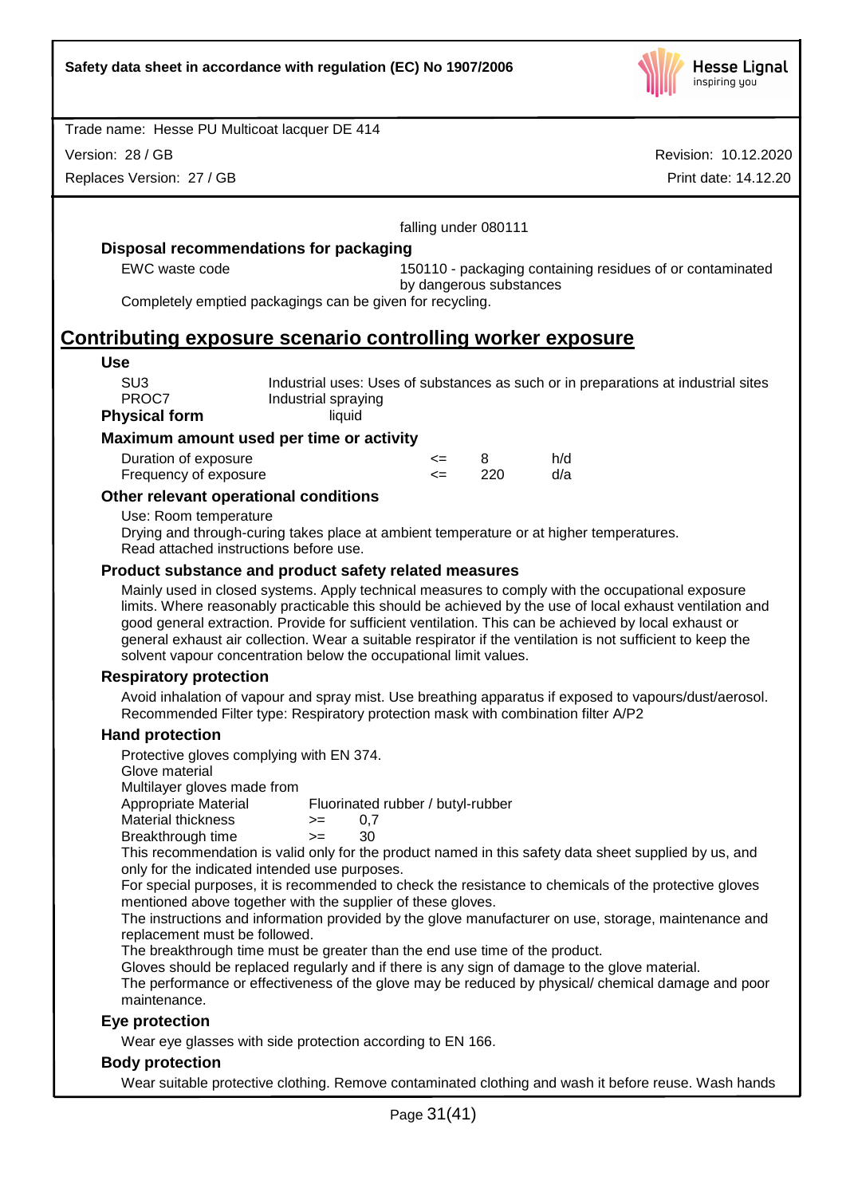falling under 080111

### Disposal recommendations for packaging

| | |
|---|---|
| EWC waste code | 150110 - packaging containing residues of or contaminated by dangerous substances |

Completely emptied packagings can be given for recycling.

## Contributing exposure scenario controlling worker exposure

### Use

| | |
|---|---|
| SU3 | Industrial uses: Uses of substances as such or in preparations at industrial sites |
| PROC7 | Industrial spraying |

**Physical form** liquid

### Maximum amount used per time or activity

| | | | |
|---|---|---|---|
| Duration of exposure | <= | 8 | h/d |
| Frequency of exposure | <= | 220 | d/a |

### Other relevant operational conditions

Use: Room temperature
Drying and through-curing takes place at ambient temperature or at higher temperatures.
Read attached instructions before use.

### Product substance and product safety related measures

Mainly used in closed systems. Apply technical measures to comply with the occupational exposure limits. Where reasonably practicable this should be achieved by the use of local exhaust ventilation and good general extraction. Provide for sufficient ventilation. This can be achieved by local exhaust or general exhaust air collection. Wear a suitable respirator if the ventilation is not sufficient to keep the solvent vapour concentration below the occupational limit values.

### Respiratory protection

Avoid inhalation of vapour and spray mist. Use breathing apparatus if exposed to vapours/dust/aerosol.
Recommended Filter type: Respiratory protection mask with combination filter A/P2

### Hand protection

Protective gloves complying with EN 374.
Glove material
Multilayer gloves made from

| | | |
|---|---|---|
| Appropriate Material | | Fluorinated rubber / butyl-rubber |
| Material thickness | >= | 0,7 |
| Breakthrough time | >= | 30 |

This recommendation is valid only for the product named in this safety data sheet supplied by us, and only for the indicated intended use purposes.
For special purposes, it is recommended to check the resistance to chemicals of the protective gloves mentioned above together with the supplier of these gloves.
The instructions and information provided by the glove manufacturer on use, storage, maintenance and replacement must be followed.
The breakthrough time must be greater than the end use time of the product.
Gloves should be replaced regularly and if there is any sign of damage to the glove material.
The performance or effectiveness of the glove may be reduced by physical/ chemical damage and poor maintenance.

### Eye protection

Wear eye glasses with side protection according to EN 166.

### Body protection

Wear suitable protective clothing. Remove contaminated clothing and wash it before reuse. Wash hands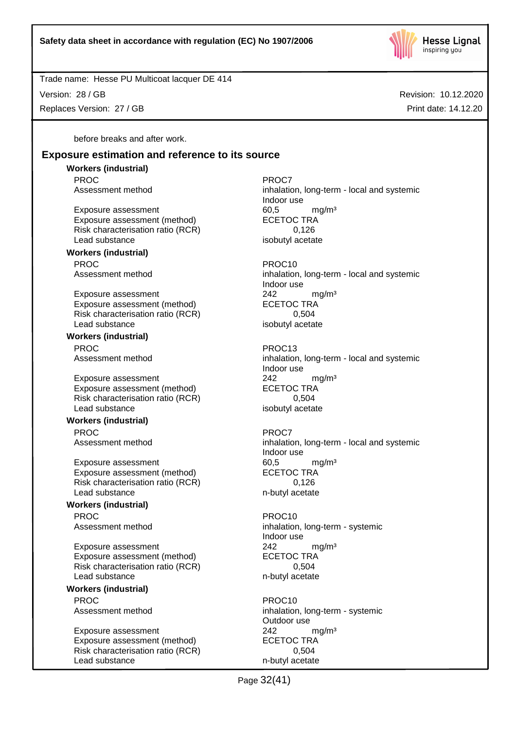before breaks and after work.

## Exposure estimation and reference to its source

**Workers (industrial)**

| | |
|---|---|
| PROC | PROC7 |
| Assessment method | inhalation, long-term - local and systemic<br>Indoor use |
| Exposure assessment | 60,5 mg/m³ |
| Exposure assessment (method) | ECETOC TRA |
| Risk characterisation ratio (RCR) | 0,126 |
| Lead substance | isobutyl acetate |

**Workers (industrial)**

| | |
|---|---|
| PROC | PROC10 |
| Assessment method | inhalation, long-term - local and systemic<br>Indoor use |
| Exposure assessment | 242 mg/m³ |
| Exposure assessment (method) | ECETOC TRA |
| Risk characterisation ratio (RCR) | 0,504 |
| Lead substance | isobutyl acetate |

**Workers (industrial)**

| | |
|---|---|
| PROC | PROC13 |
| Assessment method | inhalation, long-term - local and systemic<br>Indoor use |
| Exposure assessment | 242 mg/m³ |
| Exposure assessment (method) | ECETOC TRA |
| Risk characterisation ratio (RCR) | 0,504 |
| Lead substance | isobutyl acetate |

**Workers (industrial)**

| | |
|---|---|
| PROC | PROC7 |
| Assessment method | inhalation, long-term - local and systemic<br>Indoor use |
| Exposure assessment | 60,5 mg/m³ |
| Exposure assessment (method) | ECETOC TRA |
| Risk characterisation ratio (RCR) | 0,126 |
| Lead substance | n-butyl acetate |

**Workers (industrial)**

| | |
|---|---|
| PROC | PROC10 |
| Assessment method | inhalation, long-term - systemic<br>Indoor use |
| Exposure assessment | 242 mg/m³ |
| Exposure assessment (method) | ECETOC TRA |
| Risk characterisation ratio (RCR) | 0,504 |
| Lead substance | n-butyl acetate |

**Workers (industrial)**

| | |
|---|---|
| PROC | PROC10 |
| Assessment method | inhalation, long-term - systemic<br>Outdoor use |
| Exposure assessment | 242 mg/m³ |
| Exposure assessment (method) | ECETOC TRA |
| Risk characterisation ratio (RCR) | 0,504 |
| Lead substance | n-butyl acetate |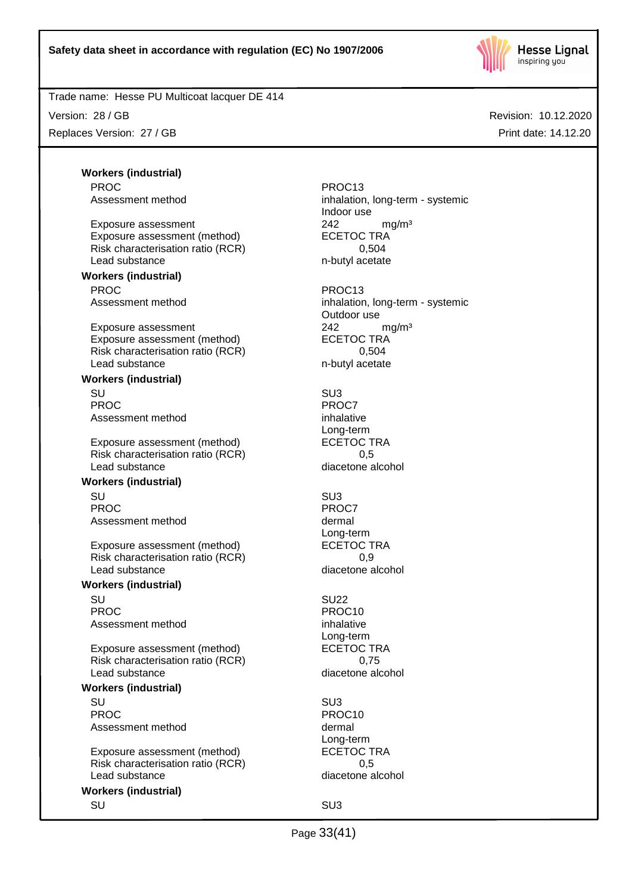**Workers (industrial)**

| | |
|---|---|
| PROC | PROC13 |
| Assessment method | inhalation, long-term - systemic<br>Indoor use |
| Exposure assessment | 242 mg/m³ |
| Exposure assessment (method) | ECETOC TRA |
| Risk characterisation ratio (RCR) | 0,504 |
| Lead substance | n-butyl acetate |

**Workers (industrial)**

| | |
|---|---|
| PROC | PROC13 |
| Assessment method | inhalation, long-term - systemic<br>Outdoor use |
| Exposure assessment | 242 mg/m³ |
| Exposure assessment (method) | ECETOC TRA |
| Risk characterisation ratio (RCR) | 0,504 |
| Lead substance | n-butyl acetate |

**Workers (industrial)**

| | |
|---|---|
| SU | SU3 |
| PROC | PROC7 |
| Assessment method | inhalative<br>Long-term |
| Exposure assessment (method) | ECETOC TRA |
| Risk characterisation ratio (RCR) | 0,5 |
| Lead substance | diacetone alcohol |

**Workers (industrial)**

| | |
|---|---|
| SU | SU3 |
| PROC | PROC7 |
| Assessment method | dermal<br>Long-term |
| Exposure assessment (method) | ECETOC TRA |
| Risk characterisation ratio (RCR) | 0,9 |
| Lead substance | diacetone alcohol |

**Workers (industrial)**

| | |
|---|---|
| SU | SU22 |
| PROC | PROC10 |
| Assessment method | inhalative<br>Long-term |
| Exposure assessment (method) | ECETOC TRA |
| Risk characterisation ratio (RCR) | 0,75 |
| Lead substance | diacetone alcohol |

**Workers (industrial)**

| | |
|---|---|
| SU | SU3 |
| PROC | PROC10 |
| Assessment method | dermal<br>Long-term |
| Exposure assessment (method) | ECETOC TRA |
| Risk characterisation ratio (RCR) | 0,5 |
| Lead substance | diacetone alcohol |

**Workers (industrial)**

| | |
|---|---|
| SU | SU3 |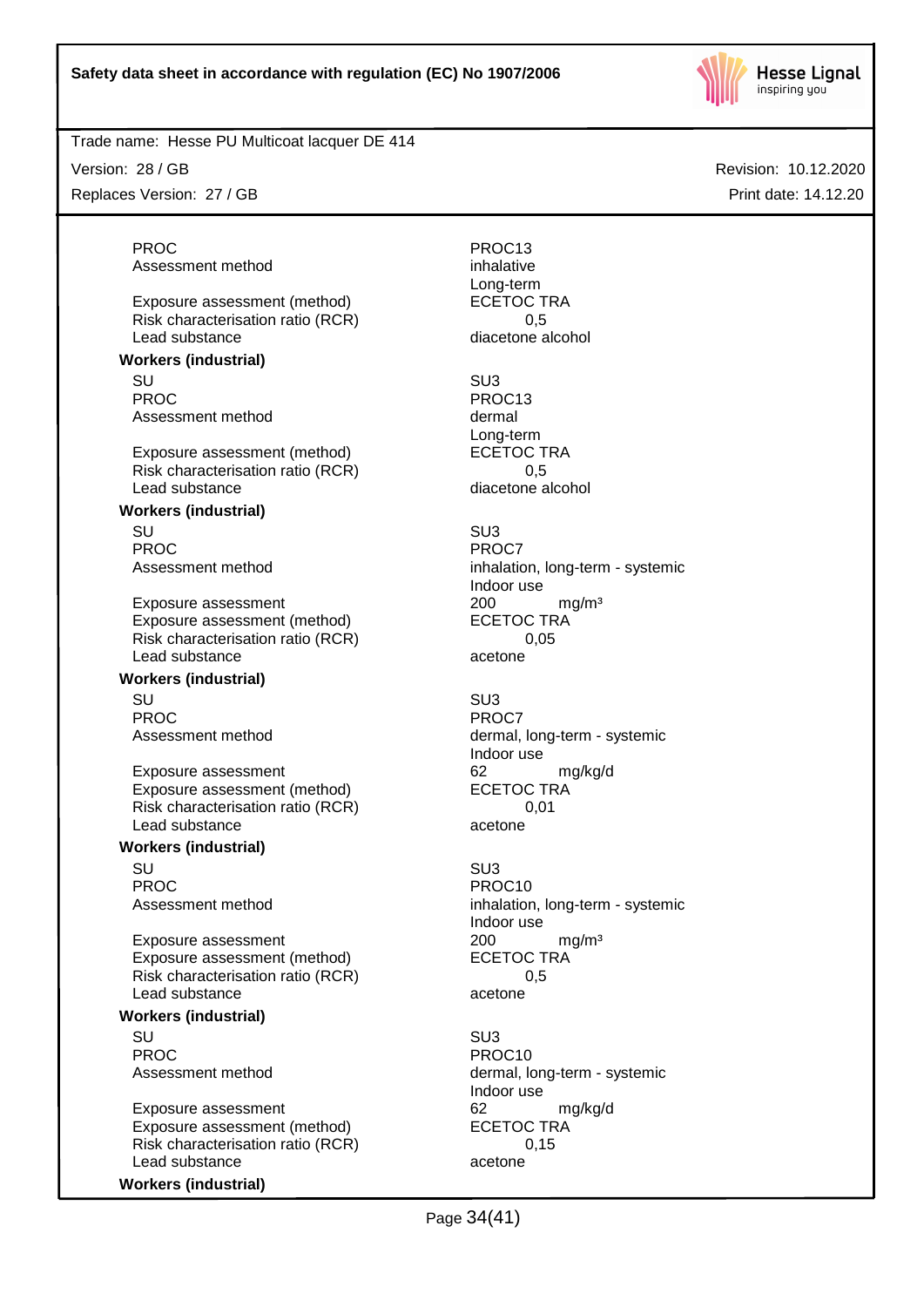| | |
|---|---|
| PROC | PROC13 |
| Assessment method | inhalative<br>Long-term |
| Exposure assessment (method) | ECETOC TRA |
| Risk characterisation ratio (RCR) | 0,5 |
| Lead substance | diacetone alcohol |

**Workers (industrial)**

| | |
|---|---|
| SU | SU3 |
| PROC | PROC13 |
| Assessment method | dermal<br>Long-term |
| Exposure assessment (method) | ECETOC TRA |
| Risk characterisation ratio (RCR) | 0,5 |
| Lead substance | diacetone alcohol |

**Workers (industrial)**

| | |
|---|---|
| SU | SU3 |
| PROC | PROC7 |
| Assessment method | inhalation, long-term - systemic<br>Indoor use |
| Exposure assessment | 200 mg/m³ |
| Exposure assessment (method) | ECETOC TRA |
| Risk characterisation ratio (RCR) | 0,05 |
| Lead substance | acetone |

**Workers (industrial)**

| | |
|---|---|
| SU | SU3 |
| PROC | PROC7 |
| Assessment method | dermal, long-term - systemic<br>Indoor use |
| Exposure assessment | 62 mg/kg/d |
| Exposure assessment (method) | ECETOC TRA |
| Risk characterisation ratio (RCR) | 0,01 |
| Lead substance | acetone |

**Workers (industrial)**

| | |
|---|---|
| SU | SU3 |
| PROC | PROC10 |
| Assessment method | inhalation, long-term - systemic<br>Indoor use |
| Exposure assessment | 200 mg/m³ |
| Exposure assessment (method) | ECETOC TRA |
| Risk characterisation ratio (RCR) | 0,5 |
| Lead substance | acetone |

**Workers (industrial)**

| | |
|---|---|
| SU | SU3 |
| PROC | PROC10 |
| Assessment method | dermal, long-term - systemic<br>Indoor use |
| Exposure assessment | 62 mg/kg/d |
| Exposure assessment (method) | ECETOC TRA |
| Risk characterisation ratio (RCR) | 0,15 |
| Lead substance | acetone |

**Workers (industrial)**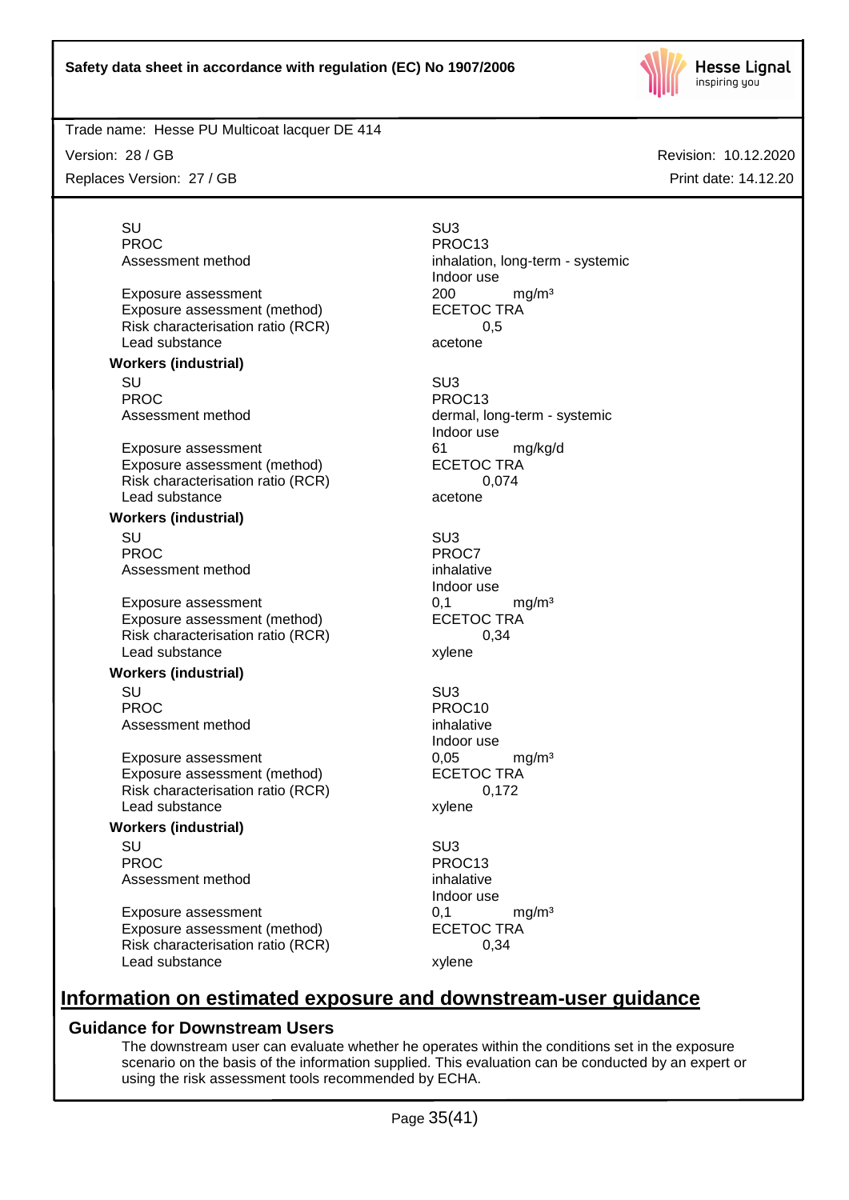| | |
|---|---|
| SU | SU3 |
| PROC | PROC13 |
| Assessment method | inhalation, long-term - systemic<br>Indoor use |
| Exposure assessment | 200 mg/m³ |
| Exposure assessment (method) | ECETOC TRA |
| Risk characterisation ratio (RCR) | 0,5 |
| Lead substance | acetone |

**Workers (industrial)**

| | |
|---|---|
| SU | SU3 |
| PROC | PROC13 |
| Assessment method | dermal, long-term - systemic<br>Indoor use |
| Exposure assessment | 61 mg/kg/d |
| Exposure assessment (method) | ECETOC TRA |
| Risk characterisation ratio (RCR) | 0,074 |
| Lead substance | acetone |

**Workers (industrial)**

| | |
|---|---|
| SU | SU3 |
| PROC | PROC7 |
| Assessment method | inhalative<br>Indoor use |
| Exposure assessment | 0,1 mg/m³ |
| Exposure assessment (method) | ECETOC TRA |
| Risk characterisation ratio (RCR) | 0,34 |
| Lead substance | xylene |

**Workers (industrial)**

| | |
|---|---|
| SU | SU3 |
| PROC | PROC10 |
| Assessment method | inhalative<br>Indoor use |
| Exposure assessment | 0,05 mg/m³ |
| Exposure assessment (method) | ECETOC TRA |
| Risk characterisation ratio (RCR) | 0,172 |
| Lead substance | xylene |

**Workers (industrial)**

| | |
|---|---|
| SU | SU3 |
| PROC | PROC13 |
| Assessment method | inhalative<br>Indoor use |
| Exposure assessment | 0,1 mg/m³ |
| Exposure assessment (method) | ECETOC TRA |
| Risk characterisation ratio (RCR) | 0,34 |
| Lead substance | xylene |

## Information on estimated exposure and downstream-user guidance

### Guidance for Downstream Users

The downstream user can evaluate whether he operates within the conditions set in the exposure scenario on the basis of the information supplied. This evaluation can be conducted by an expert or using the risk assessment tools recommended by ECHA.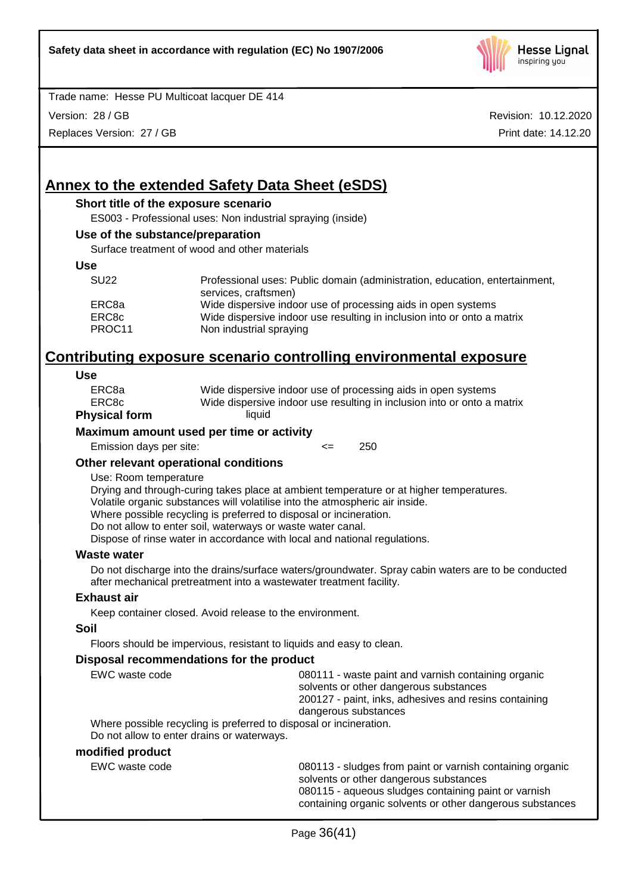## Annex to the extended Safety Data Sheet (eSDS)

### Short title of the exposure scenario

ES003 - Professional uses: Non industrial spraying (inside)

### Use of the substance/preparation

Surface treatment of wood and other materials

### Use

| | |
|---|---|
| SU22 | Professional uses: Public domain (administration, education, entertainment, services, craftsmen) |
| ERC8a | Wide dispersive indoor use of processing aids in open systems |
| ERC8c | Wide dispersive indoor use resulting in inclusion into or onto a matrix |
| PROC11 | Non industrial spraying |

## Contributing exposure scenario controlling environmental exposure

### Use

| | |
|---|---|
| ERC8a | Wide dispersive indoor use of processing aids in open systems |
| ERC8c | Wide dispersive indoor use resulting in inclusion into or onto a matrix |

**Physical form** liquid

### Maximum amount used per time or activity

Emission days per site: <= 250

### Other relevant operational conditions

Use: Room temperature
Drying and through-curing takes place at ambient temperature or at higher temperatures.
Volatile organic substances will volatilise into the atmospheric air inside.
Where possible recycling is preferred to disposal or incineration.
Do not allow to enter soil, waterways or waste water canal.
Dispose of rinse water in accordance with local and national regulations.

### Waste water

Do not discharge into the drains/surface waters/groundwater. Spray cabin waters are to be conducted after mechanical pretreatment into a wastewater treatment facility.

### Exhaust air

Keep container closed. Avoid release to the environment.

### Soil

Floors should be impervious, resistant to liquids and easy to clean.

### Disposal recommendations for the product

| | |
|---|---|
| EWC waste code | 080111 - waste paint and varnish containing organic solvents or other dangerous substances<br>200127 - paint, inks, adhesives and resins containing dangerous substances |

Where possible recycling is preferred to disposal or incineration.
Do not allow to enter drains or waterways.

### modified product

| | |
|---|---|
| EWC waste code | 080113 - sludges from paint or varnish containing organic solvents or other dangerous substances<br>080115 - aqueous sludges containing paint or varnish containing organic solvents or other dangerous substances |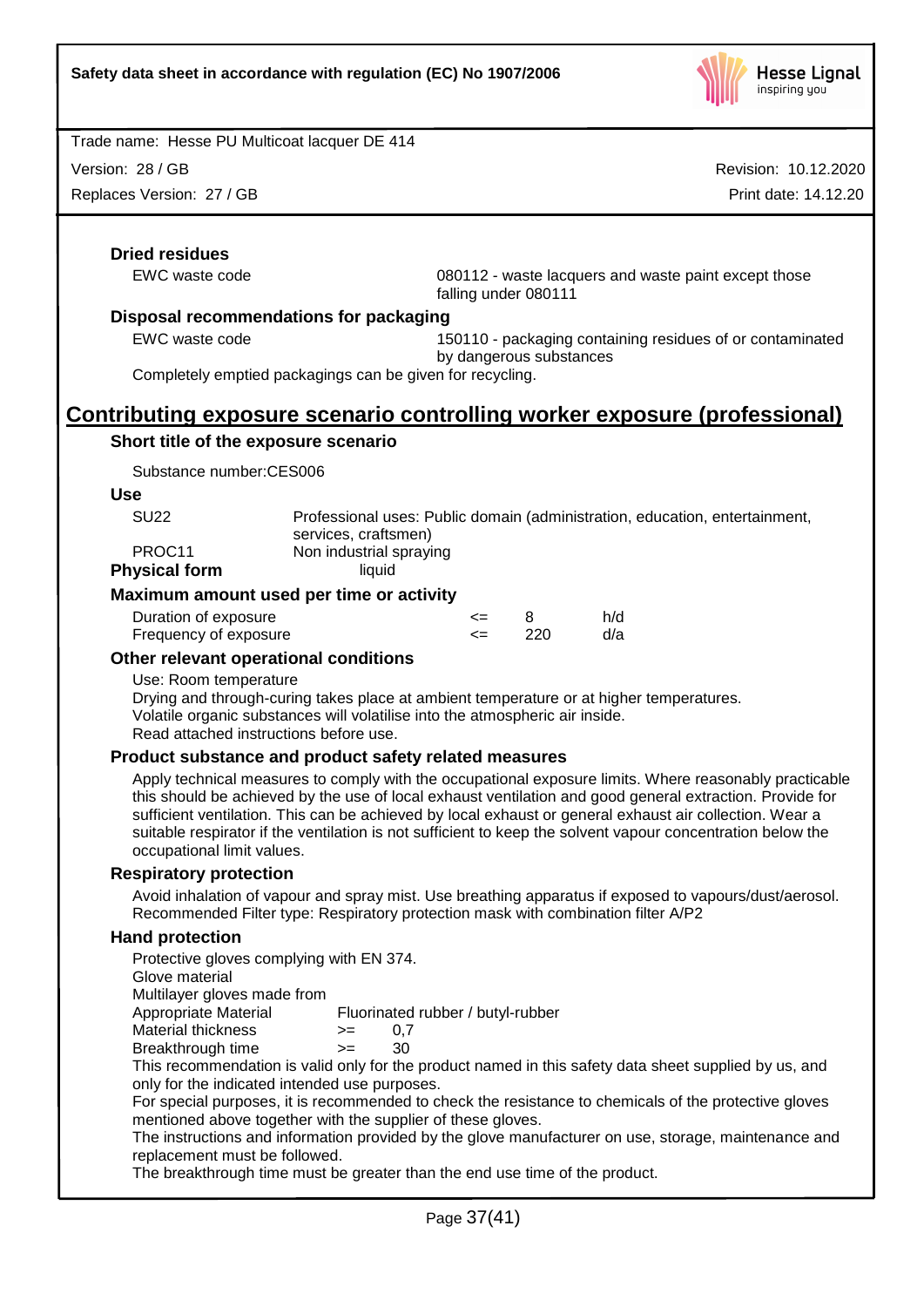**Dried residues**

| | |
|---|---|
| EWC waste code | 080112 - waste lacquers and waste paint except those falling under 080111 |

**Disposal recommendations for packaging**

| | |
|---|---|
| EWC waste code | 150110 - packaging containing residues of or contaminated by dangerous substances |

Completely emptied packagings can be given for recycling.

## Contributing exposure scenario controlling worker exposure (professional)

**Short title of the exposure scenario**

Substance number:CES006

**Use**

| | |
|---|---|
| SU22 | Professional uses: Public domain (administration, education, entertainment, services, craftsmen) |
| PROC11 | Non industrial spraying |

**Physical form** liquid

**Maximum amount used per time or activity**

| | | | |
|---|---|---|---|
| Duration of exposure | <= | 8 | h/d |
| Frequency of exposure | <= | 220 | d/a |

**Other relevant operational conditions**

Use: Room temperature
Drying and through-curing takes place at ambient temperature or at higher temperatures.
Volatile organic substances will volatilise into the atmospheric air inside.
Read attached instructions before use.

**Product substance and product safety related measures**

Apply technical measures to comply with the occupational exposure limits. Where reasonably practicable this should be achieved by the use of local exhaust ventilation and good general extraction. Provide for sufficient ventilation. This can be achieved by local exhaust or general exhaust air collection. Wear a suitable respirator if the ventilation is not sufficient to keep the solvent vapour concentration below the occupational limit values.

**Respiratory protection**

Avoid inhalation of vapour and spray mist. Use breathing apparatus if exposed to vapours/dust/aerosol. Recommended Filter type: Respiratory protection mask with combination filter A/P2

**Hand protection**

Protective gloves complying with EN 374.
Glove material
Multilayer gloves made from

| | | |
|---|---|---|
| Appropriate Material | | Fluorinated rubber / butyl-rubber |
| Material thickness | >= | 0,7 |
| Breakthrough time | >= | 30 |

This recommendation is valid only for the product named in this safety data sheet supplied by us, and only for the indicated intended use purposes.
For special purposes, it is recommended to check the resistance to chemicals of the protective gloves mentioned above together with the supplier of these gloves.
The instructions and information provided by the glove manufacturer on use, storage, maintenance and replacement must be followed.
The breakthrough time must be greater than the end use time of the product.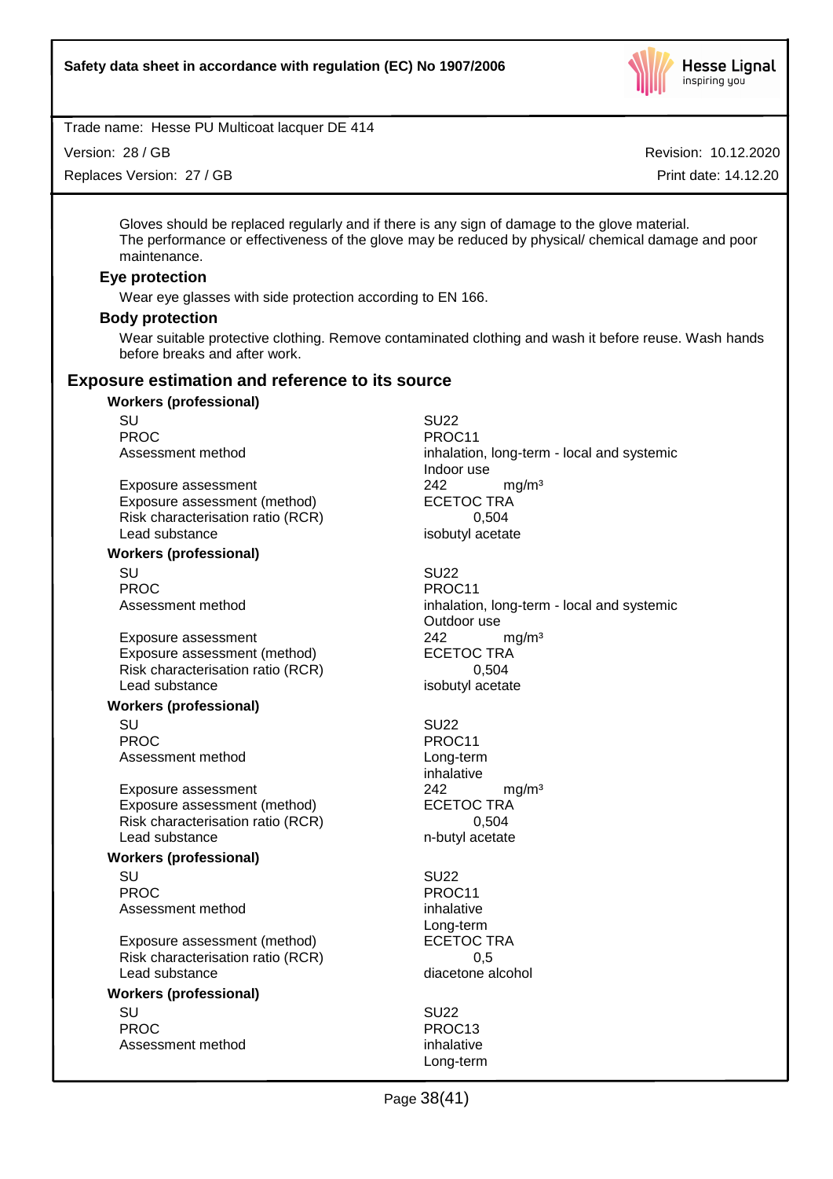Gloves should be replaced regularly and if there is any sign of damage to the glove material.
The performance or effectiveness of the glove may be reduced by physical/ chemical damage and poor maintenance.

### Eye protection

Wear eye glasses with side protection according to EN 166.

### Body protection

Wear suitable protective clothing. Remove contaminated clothing and wash it before reuse. Wash hands before breaks and after work.

## Exposure estimation and reference to its source

**Workers (professional)**

| | |
|---|---|
| SU | SU22 |
| PROC | PROC11 |
| Assessment method | inhalation, long-term - local and systemic<br>Indoor use |
| Exposure assessment | 242 mg/m³ |
| Exposure assessment (method) | ECETOC TRA |
| Risk characterisation ratio (RCR) | 0,504 |
| Lead substance | isobutyl acetate |

**Workers (professional)**

| | |
|---|---|
| SU | SU22 |
| PROC | PROC11 |
| Assessment method | inhalation, long-term - local and systemic<br>Outdoor use |
| Exposure assessment | 242 mg/m³ |
| Exposure assessment (method) | ECETOC TRA |
| Risk characterisation ratio (RCR) | 0,504 |
| Lead substance | isobutyl acetate |

**Workers (professional)**

| | |
|---|---|
| SU | SU22 |
| PROC | PROC11 |
| Assessment method | Long-term<br>inhalative |
| Exposure assessment | 242 mg/m³ |
| Exposure assessment (method) | ECETOC TRA |
| Risk characterisation ratio (RCR) | 0,504 |
| Lead substance | n-butyl acetate |

**Workers (professional)**

| | |
|---|---|
| SU | SU22 |
| PROC | PROC11 |
| Assessment method | inhalative<br>Long-term |
| Exposure assessment (method) | ECETOC TRA |
| Risk characterisation ratio (RCR) | 0,5 |
| Lead substance | diacetone alcohol |

**Workers (professional)**

| | |
|---|---|
| SU | SU22 |
| PROC | PROC13 |
| Assessment method | inhalative<br>Long-term |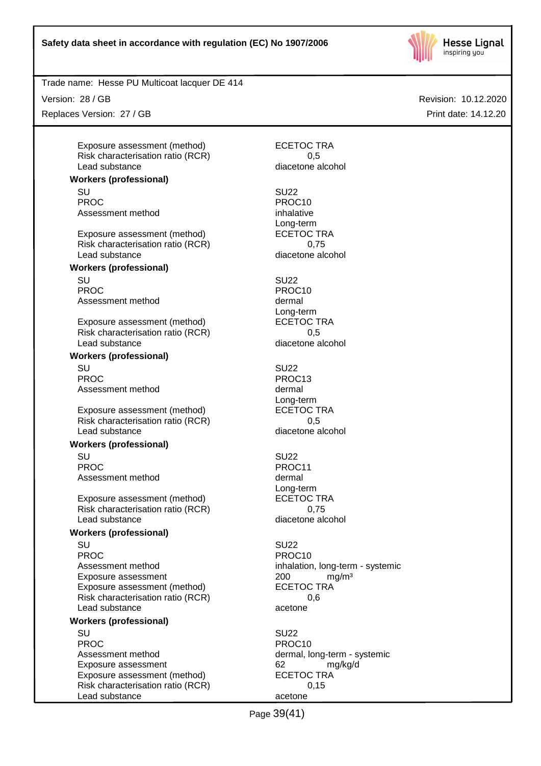| | |
|---|---|
| Exposure assessment (method) | ECETOC TRA |
| Risk characterisation ratio (RCR) | 0,5 |
| Lead substance | diacetone alcohol |

**Workers (professional)**

| | |
|---|---|
| SU | SU22 |
| PROC | PROC10 |
| Assessment method | inhalative<br>Long-term |
| Exposure assessment (method) | ECETOC TRA |
| Risk characterisation ratio (RCR) | 0,75 |
| Lead substance | diacetone alcohol |

**Workers (professional)**

| | |
|---|---|
| SU | SU22 |
| PROC | PROC10 |
| Assessment method | dermal<br>Long-term |
| Exposure assessment (method) | ECETOC TRA |
| Risk characterisation ratio (RCR) | 0,5 |
| Lead substance | diacetone alcohol |

**Workers (professional)**

| | |
|---|---|
| SU | SU22 |
| PROC | PROC13 |
| Assessment method | dermal<br>Long-term |
| Exposure assessment (method) | ECETOC TRA |
| Risk characterisation ratio (RCR) | 0,5 |
| Lead substance | diacetone alcohol |

**Workers (professional)**

| | |
|---|---|
| SU | SU22 |
| PROC | PROC11 |
| Assessment method | dermal<br>Long-term |
| Exposure assessment (method) | ECETOC TRA |
| Risk characterisation ratio (RCR) | 0,75 |
| Lead substance | diacetone alcohol |

**Workers (professional)**

| | |
|---|---|
| SU | SU22 |
| PROC | PROC10 |
| Assessment method | inhalation, long-term - systemic |
| Exposure assessment | 200 mg/m³ |
| Exposure assessment (method) | ECETOC TRA |
| Risk characterisation ratio (RCR) | 0,6 |
| Lead substance | acetone |

**Workers (professional)**

| | |
|---|---|
| SU | SU22 |
| PROC | PROC10 |
| Assessment method | dermal, long-term - systemic |
| Exposure assessment | 62 mg/kg/d |
| Exposure assessment (method) | ECETOC TRA |
| Risk characterisation ratio (RCR) | 0,15 |
| Lead substance | acetone |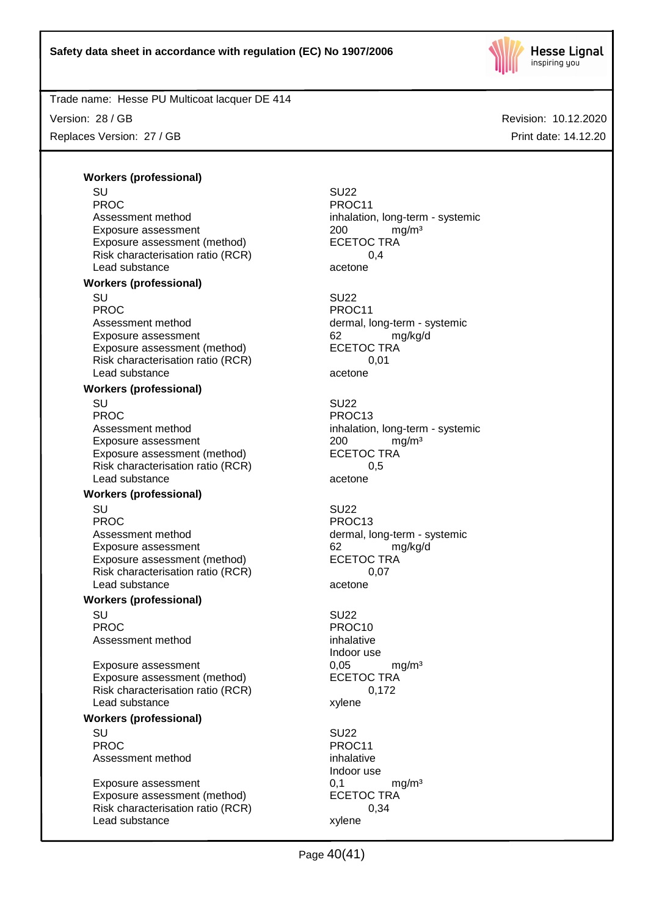**Workers (professional)**

| | |
|---|---|
| SU | SU22 |
| PROC | PROC11 |
| Assessment method | inhalation, long-term - systemic |
| Exposure assessment | 200 mg/m³ |
| Exposure assessment (method) | ECETOC TRA |
| Risk characterisation ratio (RCR) | 0,4 |
| Lead substance | acetone |

**Workers (professional)**

| | |
|---|---|
| SU | SU22 |
| PROC | PROC11 |
| Assessment method | dermal, long-term - systemic |
| Exposure assessment | 62 mg/kg/d |
| Exposure assessment (method) | ECETOC TRA |
| Risk characterisation ratio (RCR) | 0,01 |
| Lead substance | acetone |

**Workers (professional)**

| | |
|---|---|
| SU | SU22 |
| PROC | PROC13 |
| Assessment method | inhalation, long-term - systemic |
| Exposure assessment | 200 mg/m³ |
| Exposure assessment (method) | ECETOC TRA |
| Risk characterisation ratio (RCR) | 0,5 |
| Lead substance | acetone |

**Workers (professional)**

| | |
|---|---|
| SU | SU22 |
| PROC | PROC13 |
| Assessment method | dermal, long-term - systemic |
| Exposure assessment | 62 mg/kg/d |
| Exposure assessment (method) | ECETOC TRA |
| Risk characterisation ratio (RCR) | 0,07 |
| Lead substance | acetone |

**Workers (professional)**

| | |
|---|---|
| SU | SU22 |
| PROC | PROC10 |
| Assessment method | inhalative<br>Indoor use |
| Exposure assessment | 0,05 mg/m³ |
| Exposure assessment (method) | ECETOC TRA |
| Risk characterisation ratio (RCR) | 0,172 |
| Lead substance | xylene |

**Workers (professional)**

| | |
|---|---|
| SU | SU22 |
| PROC | PROC11 |
| Assessment method | inhalative<br>Indoor use |
| Exposure assessment | 0,1 mg/m³ |
| Exposure assessment (method) | ECETOC TRA |
| Risk characterisation ratio (RCR) | 0,34 |
| Lead substance | xylene |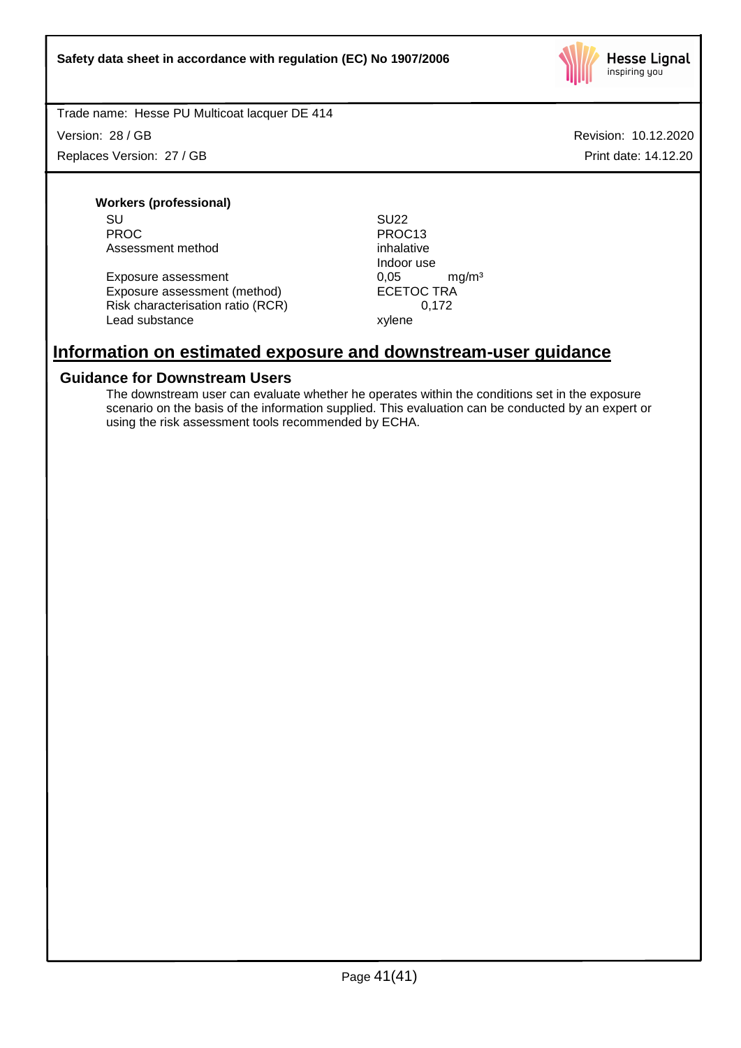**Workers (professional)**

| | |
|---|---|
| SU | SU22 |
| PROC | PROC13 |
| Assessment method | inhalative<br>Indoor use |
| Exposure assessment | 0,05 mg/m³ |
| Exposure assessment (method) | ECETOC TRA |
| Risk characterisation ratio (RCR) | 0,172 |
| Lead substance | xylene |

## Information on estimated exposure and downstream-user guidance

### Guidance for Downstream Users

The downstream user can evaluate whether he operates within the conditions set in the exposure scenario on the basis of the information supplied. This evaluation can be conducted by an expert or using the risk assessment tools recommended by ECHA.